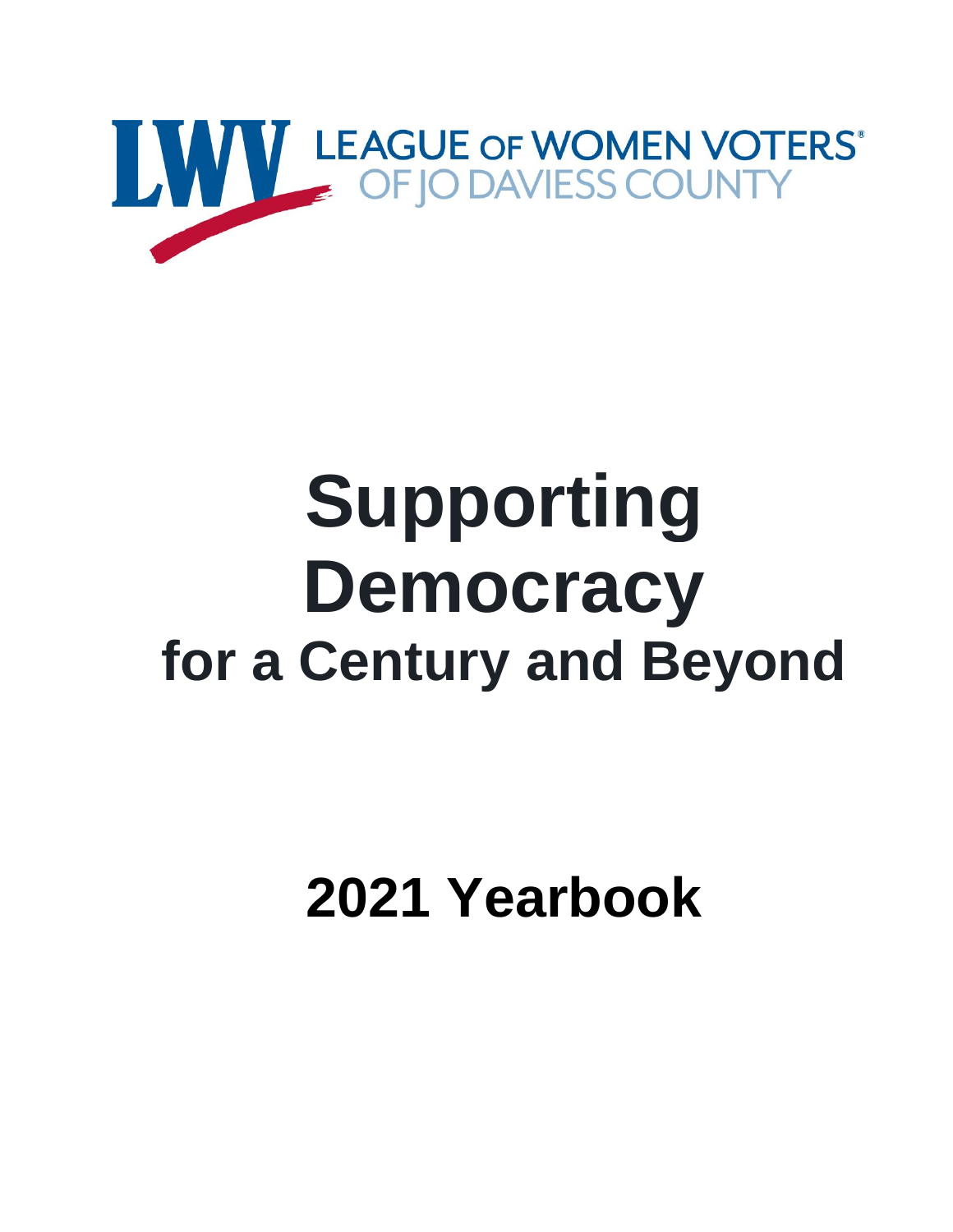LWV LEAGUE OF WOMEN VOTERS® OF JO DAVIESS COUNTY

# Supporting Democracy

## for a Century and Beyond

# 2021 Yearbook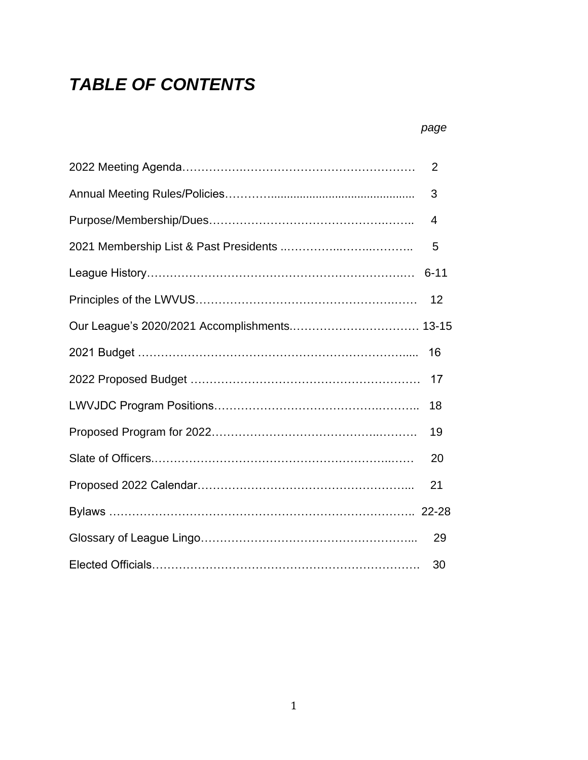# *TABLE OF CONTENTS*

| | *page* |
|---|---|
| 2022 Meeting Agenda | 2 |
| Annual Meeting Rules/Policies | 3 |
| Purpose/Membership/Dues | 4 |
| 2021 Membership List & Past Presidents | 5 |
| League History | 6-11 |
| Principles of the LWVUS | 12 |
| Our League's 2020/2021 Accomplishments | 13-15 |
| 2021 Budget | 16 |
| 2022 Proposed Budget | 17 |
| LWVJDC Program Positions | 18 |
| Proposed Program for 2022 | 19 |
| Slate of Officers | 20 |
| Proposed 2022 Calendar | 21 |
| Bylaws | 22-28 |
| Glossary of League Lingo | 29 |
| Elected Officials | 30 |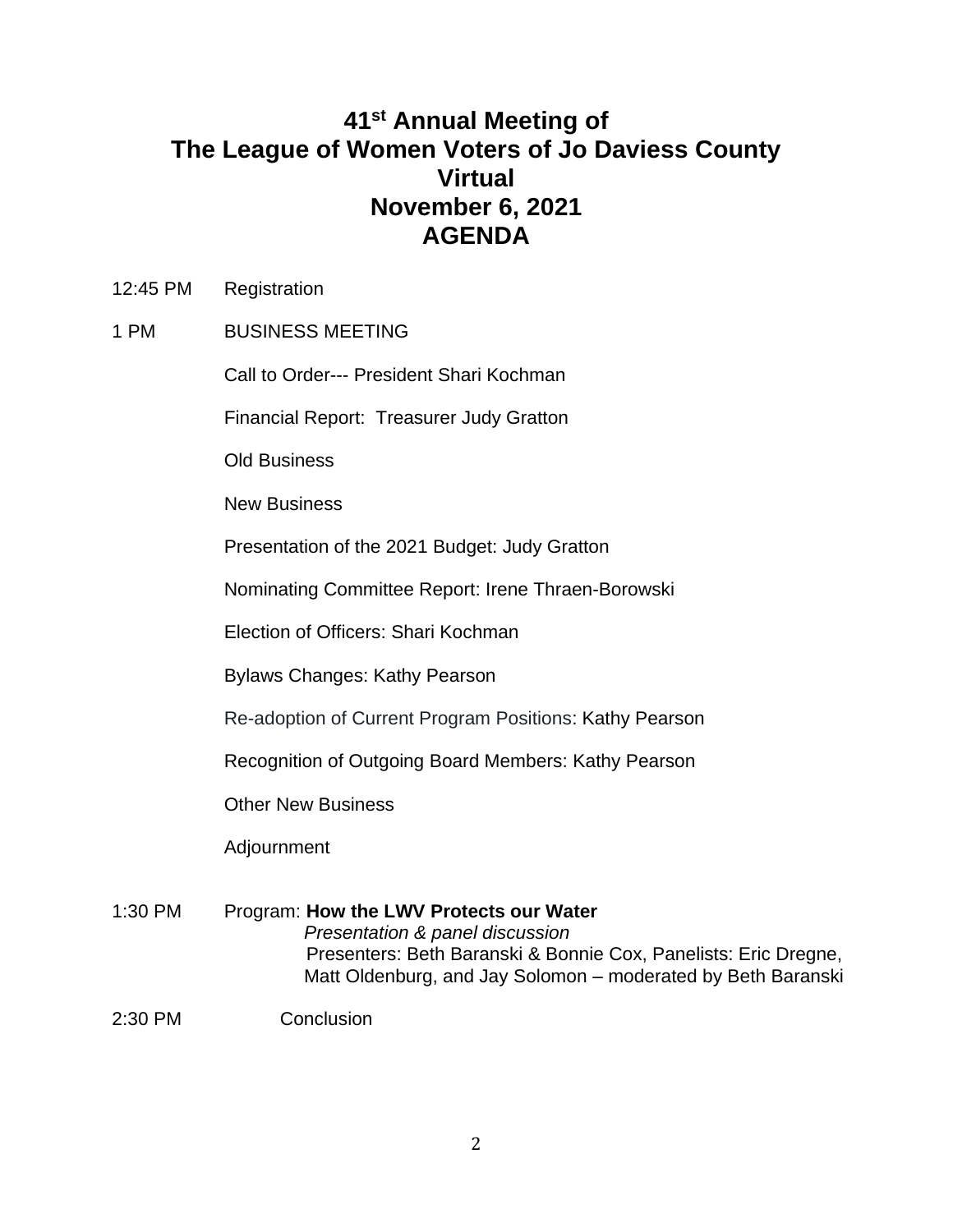# 41st Annual Meeting of The League of Women Voters of Jo Daviess County Virtual November 6, 2021 AGENDA

12:45 PM Registration

1 PM BUSINESS MEETING

Call to Order--- President Shari Kochman

Financial Report: Treasurer Judy Gratton

Old Business

New Business

Presentation of the 2021 Budget: Judy Gratton

Nominating Committee Report: Irene Thraen-Borowski

Election of Officers: Shari Kochman

Bylaws Changes: Kathy Pearson

Re-adoption of Current Program Positions: Kathy Pearson

Recognition of Outgoing Board Members: Kathy Pearson

Other New Business

Adjournment

1:30 PM Program: **How the LWV Protects our Water**
*Presentation & panel discussion*
Presenters: Beth Baranski & Bonnie Cox, Panelists: Eric Dregne, Matt Oldenburg, and Jay Solomon – moderated by Beth Baranski

2:30 PM Conclusion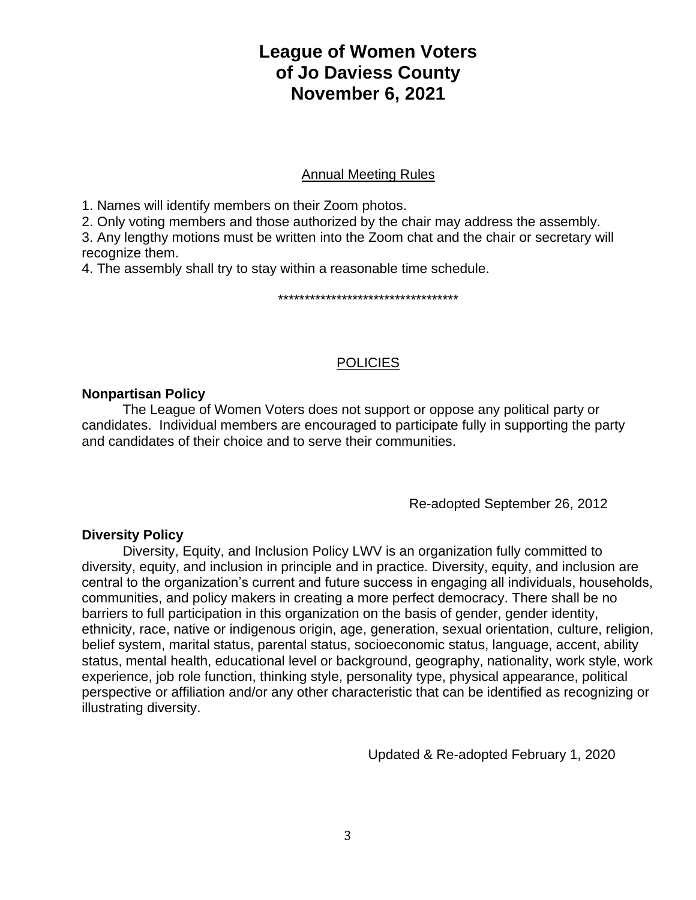# League of Women Voters of Jo Daviess County November 6, 2021

## Annual Meeting Rules

1. Names will identify members on their Zoom photos.
2. Only voting members and those authorized by the chair may address the assembly.
3. Any lengthy motions must be written into the Zoom chat and the chair or secretary will recognize them.
4. The assembly shall try to stay within a reasonable time schedule.

***********************************

## POLICIES

**Nonpartisan Policy**

The League of Women Voters does not support or oppose any political party or candidates. Individual members are encouraged to participate fully in supporting the party and candidates of their choice and to serve their communities.

Re-adopted September 26, 2012

**Diversity Policy**

Diversity, Equity, and Inclusion Policy LWV is an organization fully committed to diversity, equity, and inclusion in principle and in practice. Diversity, equity, and inclusion are central to the organization's current and future success in engaging all individuals, households, communities, and policy makers in creating a more perfect democracy. There shall be no barriers to full participation in this organization on the basis of gender, gender identity, ethnicity, race, native or indigenous origin, age, generation, sexual orientation, culture, religion, belief system, marital status, parental status, socioeconomic status, language, accent, ability status, mental health, educational level or background, geography, nationality, work style, work experience, job role function, thinking style, personality type, physical appearance, political perspective or affiliation and/or any other characteristic that can be identified as recognizing or illustrating diversity.

Updated & Re-adopted February 1, 2020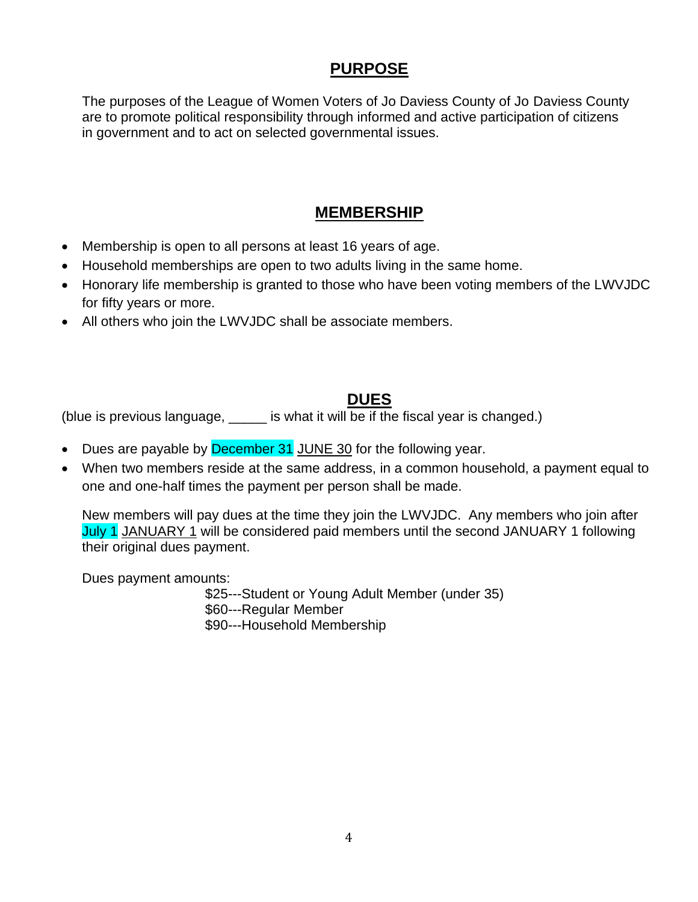## PURPOSE

The purposes of the League of Women Voters of Jo Daviess County of Jo Daviess County are to promote political responsibility through informed and active participation of citizens in government and to act on selected governmental issues.

## MEMBERSHIP

- Membership is open to all persons at least 16 years of age.
- Household memberships are open to two adults living in the same home.
- Honorary life membership is granted to those who have been voting members of the LWVJDC for fifty years or more.
- All others who join the LWVJDC shall be associate members.

## DUES

(blue is previous language, _____ is what it will be if the fiscal year is changed.)

- Dues are payable by December 31 <u>JUNE 30</u> for the following year.
- When two members reside at the same address, in a common household, a payment equal to one and one-half times the payment per person shall be made.

New members will pay dues at the time they join the LWVJDC. Any members who join after July 1 <u>JANUARY 1</u> will be considered paid members until the second JANUARY 1 following their original dues payment.

Dues payment amounts:

$25---Student or Young Adult Member (under 35)
$60---Regular Member
$90---Household Membership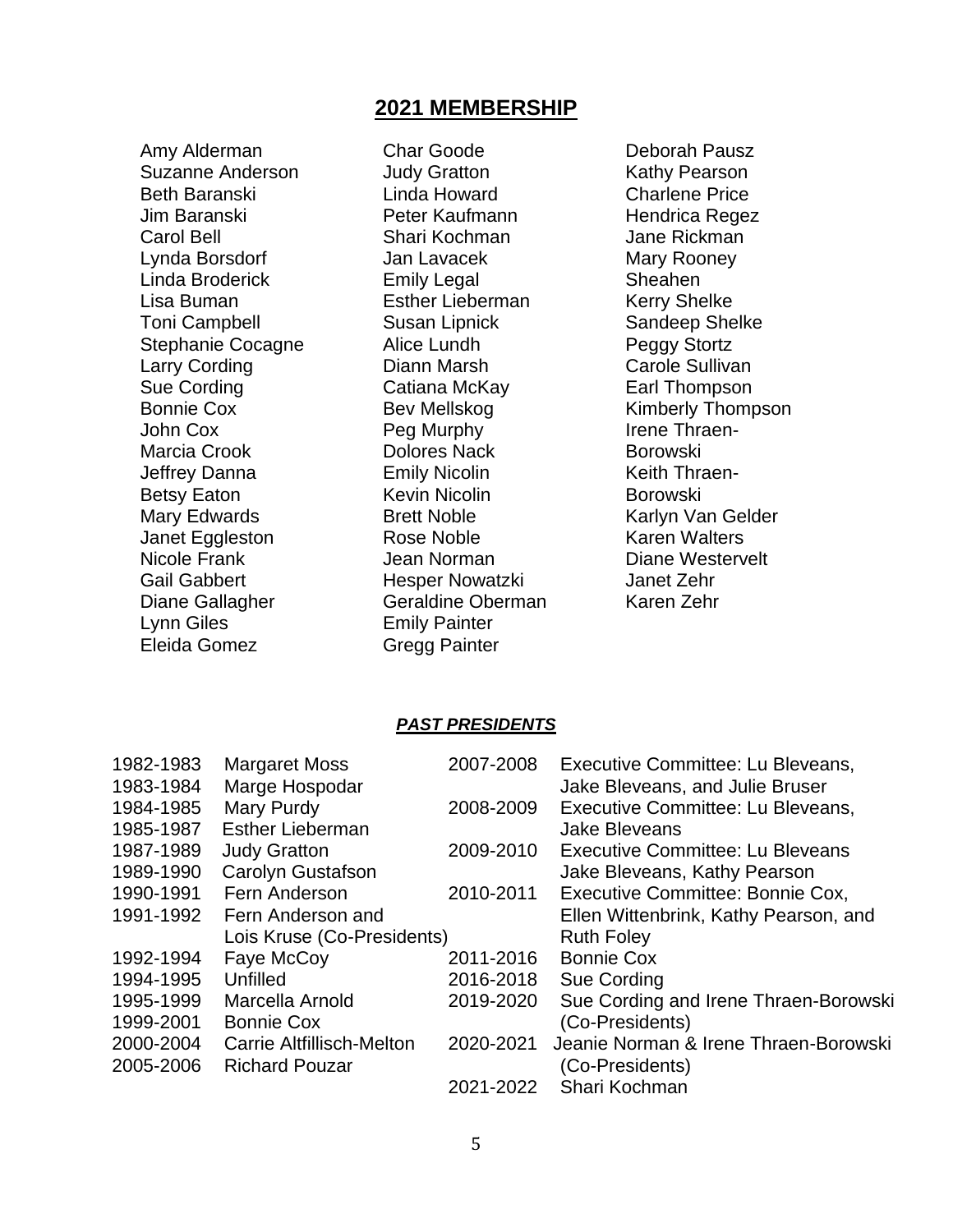## 2021 MEMBERSHIP

Amy Alderman
Suzanne Anderson
Beth Baranski
Jim Baranski
Carol Bell
Lynda Borsdorf
Linda Broderick
Lisa Buman
Toni Campbell
Stephanie Cocagne
Larry Cording
Sue Cording
Bonnie Cox
John Cox
Marcia Crook
Jeffrey Danna
Betsy Eaton
Mary Edwards
Janet Eggleston
Nicole Frank
Gail Gabbert
Diane Gallagher
Lynn Giles
Eleida Gomez
Char Goode
Judy Gratton
Linda Howard
Peter Kaufmann
Shari Kochman
Jan Lavacek
Emily Legal
Esther Lieberman
Susan Lipnick
Alice Lundh
Diann Marsh
Catiana McKay
Bev Mellskog
Peg Murphy
Dolores Nack
Emily Nicolin
Kevin Nicolin
Brett Noble
Rose Noble
Jean Norman
Hesper Nowatzki
Geraldine Oberman
Emily Painter
Gregg Painter
Deborah Pausz
Kathy Pearson
Charlene Price
Hendrica Regez
Jane Rickman
Mary Rooney
Sheahen
Kerry Shelke
Sandeep Shelke
Peggy Stortz
Carole Sullivan
Earl Thompson
Kimberly Thompson
Irene Thraen-Borowski
Keith Thraen-Borowski
Karlyn Van Gelder
Karen Walters
Diane Westervelt
Janet Zehr
Karen Zehr

### *PAST PRESIDENTS*

| Years | President(s) |
|---|---|
| 1982-1983 | Margaret Moss |
| 1983-1984 | Marge Hospodar |
| 1984-1985 | Mary Purdy |
| 1985-1987 | Esther Lieberman |
| 1987-1989 | Judy Gratton |
| 1989-1990 | Carolyn Gustafson |
| 1990-1991 | Fern Anderson |
| 1991-1992 | Fern Anderson and Lois Kruse (Co-Presidents) |
| 1992-1994 | Faye McCoy |
| 1994-1995 | Unfilled |
| 1995-1999 | Marcella Arnold |
| 1999-2001 | Bonnie Cox |
| 2000-2004 | Carrie Altfillisch-Melton |
| 2005-2006 | Richard Pouzar |
| 2007-2008 | Executive Committee: Lu Bleveans, Jake Bleveans, and Julie Bruser |
| 2008-2009 | Executive Committee: Lu Bleveans, Jake Bleveans |
| 2009-2010 | Executive Committee: Lu Bleveans Jake Bleveans, Kathy Pearson |
| 2010-2011 | Executive Committee: Bonnie Cox, Ellen Wittenbrink, Kathy Pearson, and Ruth Foley |
| 2011-2016 | Bonnie Cox |
| 2016-2018 | Sue Cording |
| 2019-2020 | Sue Cording and Irene Thraen-Borowski (Co-Presidents) |
| 2020-2021 | Jeanie Norman & Irene Thraen-Borowski (Co-Presidents) |
| 2021-2022 | Shari Kochman |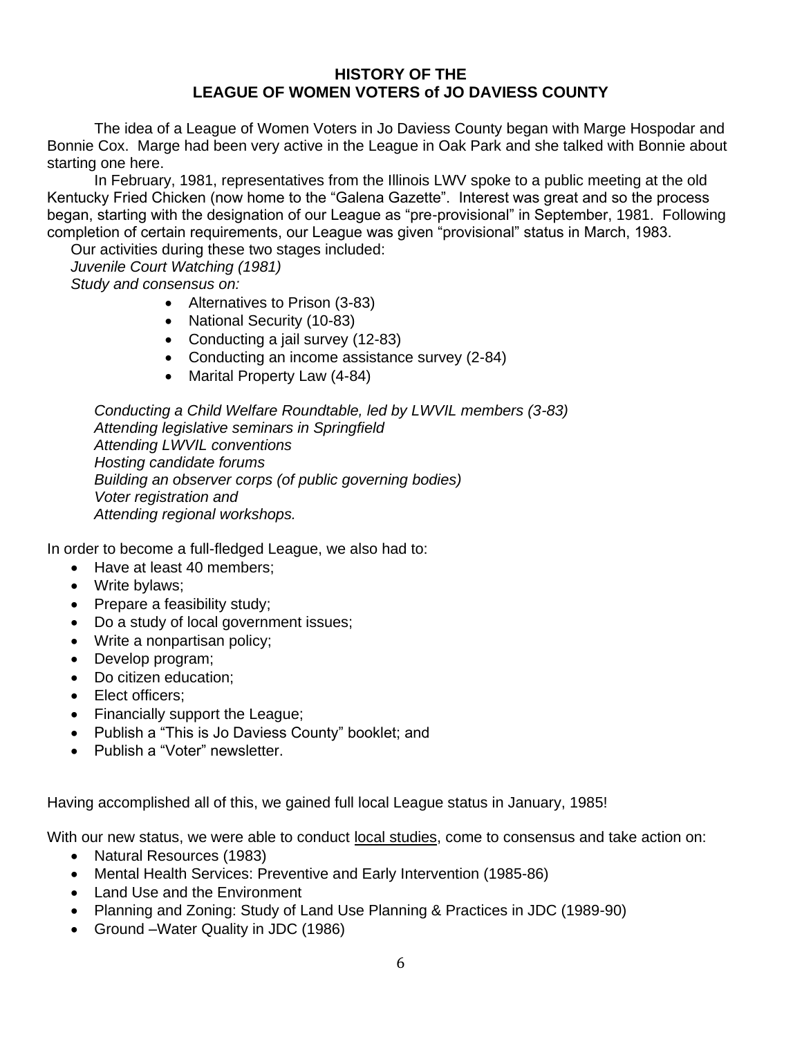## HISTORY OF THE LEAGUE OF WOMEN VOTERS of JO DAVIESS COUNTY

The idea of a League of Women Voters in Jo Daviess County began with Marge Hospodar and Bonnie Cox. Marge had been very active in the League in Oak Park and she talked with Bonnie about starting one here.

In February, 1981, representatives from the Illinois LWV spoke to a public meeting at the old Kentucky Fried Chicken (now home to the "Galena Gazette". Interest was great and so the process began, starting with the designation of our League as "pre-provisional" in September, 1981. Following completion of certain requirements, our League was given "provisional" status in March, 1983.

Our activities during these two stages included:

*Juvenile Court Watching (1981)*

*Study and consensus on:*

- Alternatives to Prison (3-83)
- National Security (10-83)
- Conducting a jail survey (12-83)
- Conducting an income assistance survey (2-84)
- Marital Property Law (4-84)

*Conducting a Child Welfare Roundtable, led by LWVIL members (3-83)*
*Attending legislative seminars in Springfield*
*Attending LWVIL conventions*
*Hosting candidate forums*
*Building an observer corps (of public governing bodies)*
*Voter registration and*
*Attending regional workshops.*

In order to become a full-fledged League, we also had to:

- Have at least 40 members;
- Write bylaws;
- Prepare a feasibility study;
- Do a study of local government issues;
- Write a nonpartisan policy;
- Develop program;
- Do citizen education;
- Elect officers;
- Financially support the League;
- Publish a "This is Jo Daviess County" booklet; and
- Publish a "Voter" newsletter.

Having accomplished all of this, we gained full local League status in January, 1985!

With our new status, we were able to conduct <u>local studies</u>, come to consensus and take action on:

- Natural Resources (1983)
- Mental Health Services: Preventive and Early Intervention (1985-86)
- Land Use and the Environment
- Planning and Zoning: Study of Land Use Planning & Practices in JDC (1989-90)
- Ground –Water Quality in JDC (1986)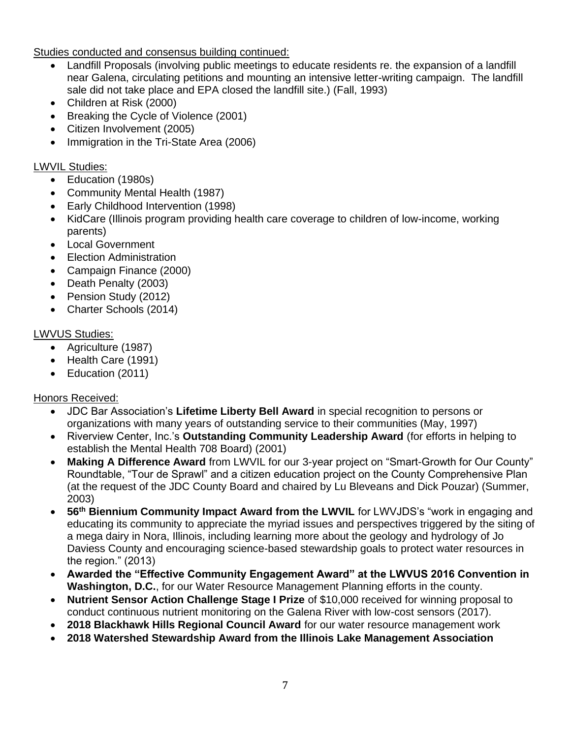Studies conducted and consensus building continued:

- Landfill Proposals (involving public meetings to educate residents re. the expansion of a landfill near Galena, circulating petitions and mounting an intensive letter-writing campaign. The landfill sale did not take place and EPA closed the landfill site.) (Fall, 1993)
- Children at Risk (2000)
- Breaking the Cycle of Violence (2001)
- Citizen Involvement (2005)
- Immigration in the Tri-State Area (2006)

LWVIL Studies:

- Education (1980s)
- Community Mental Health (1987)
- Early Childhood Intervention (1998)
- KidCare (Illinois program providing health care coverage to children of low-income, working parents)
- Local Government
- Election Administration
- Campaign Finance (2000)
- Death Penalty (2003)
- Pension Study (2012)
- Charter Schools (2014)

LWVUS Studies:

- Agriculture (1987)
- Health Care (1991)
- Education (2011)

Honors Received:

- JDC Bar Association's **Lifetime Liberty Bell Award** in special recognition to persons or organizations with many years of outstanding service to their communities (May, 1997)
- Riverview Center, Inc.'s **Outstanding Community Leadership Award** (for efforts in helping to establish the Mental Health 708 Board) (2001)
- **Making A Difference Award** from LWVIL for our 3-year project on "Smart-Growth for Our County" Roundtable, "Tour de Sprawl" and a citizen education project on the County Comprehensive Plan (at the request of the JDC County Board and chaired by Lu Bleveans and Dick Pouzar) (Summer, 2003)
- **56th Biennium Community Impact Award from the LWVIL** for LWVJDS's "work in engaging and educating its community to appreciate the myriad issues and perspectives triggered by the siting of a mega dairy in Nora, Illinois, including learning more about the geology and hydrology of Jo Daviess County and encouraging science-based stewardship goals to protect water resources in the region." (2013)
- **Awarded the "Effective Community Engagement Award" at the LWVUS 2016 Convention in Washington, D.C.**, for our Water Resource Management Planning efforts in the county.
- **Nutrient Sensor Action Challenge Stage I Prize** of $10,000 received for winning proposal to conduct continuous nutrient monitoring on the Galena River with low-cost sensors (2017).
- **2018 Blackhawk Hills Regional Council Award** for our water resource management work
- **2018 Watershed Stewardship Award from the Illinois Lake Management Association**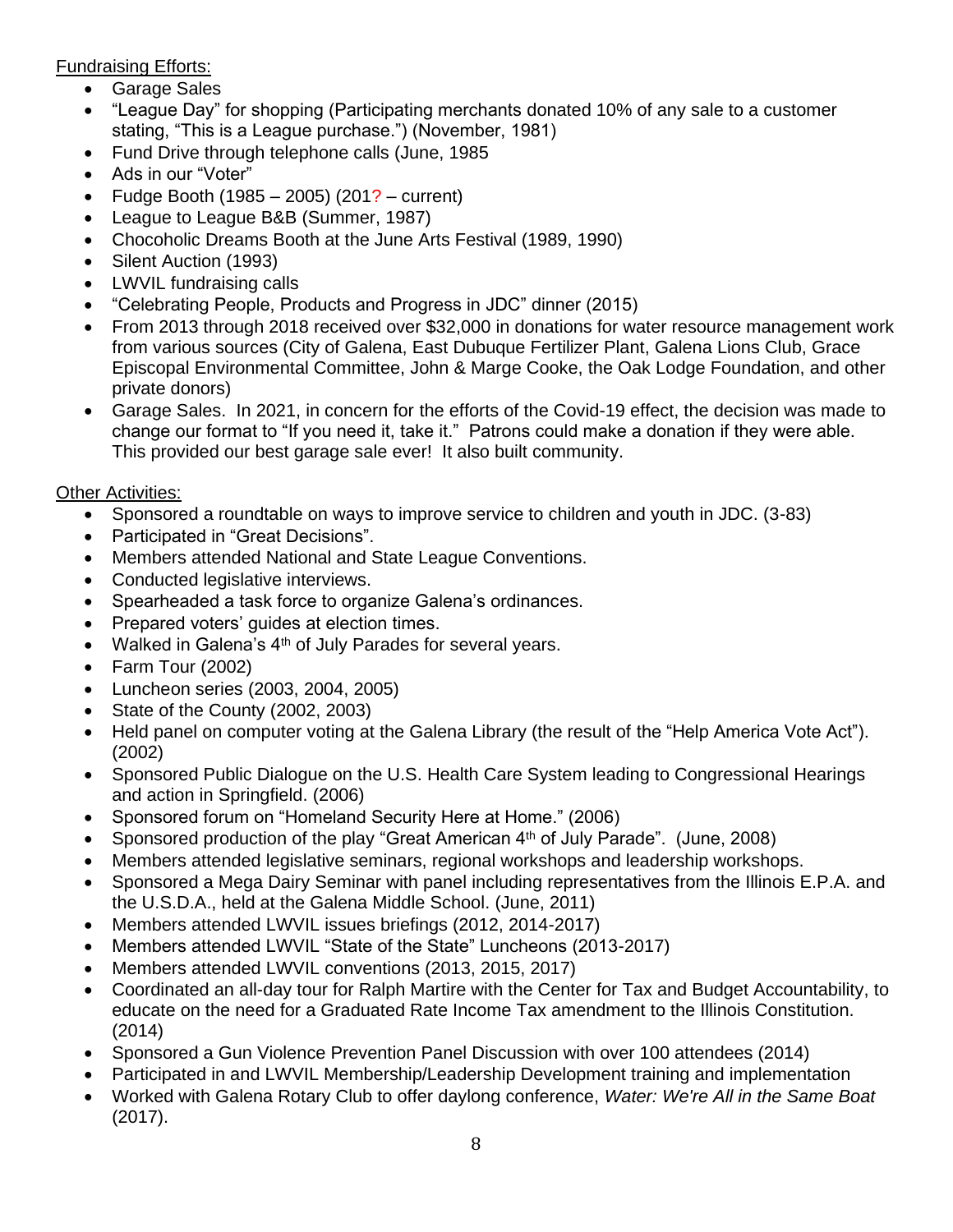Fundraising Efforts:

- Garage Sales
- "League Day" for shopping (Participating merchants donated 10% of any sale to a customer stating, "This is a League purchase.") (November, 1981)
- Fund Drive through telephone calls (June, 1985
- Ads in our "Voter"
- Fudge Booth (1985 – 2005) (201? – current)
- League to League B&B (Summer, 1987)
- Chocoholic Dreams Booth at the June Arts Festival (1989, 1990)
- Silent Auction (1993)
- LWVIL fundraising calls
- "Celebrating People, Products and Progress in JDC" dinner (2015)
- From 2013 through 2018 received over $32,000 in donations for water resource management work from various sources (City of Galena, East Dubuque Fertilizer Plant, Galena Lions Club, Grace Episcopal Environmental Committee, John & Marge Cooke, the Oak Lodge Foundation, and other private donors)
- Garage Sales. In 2021, in concern for the efforts of the Covid-19 effect, the decision was made to change our format to "If you need it, take it." Patrons could make a donation if they were able. This provided our best garage sale ever! It also built community.

Other Activities:

- Sponsored a roundtable on ways to improve service to children and youth in JDC. (3-83)
- Participated in "Great Decisions".
- Members attended National and State League Conventions.
- Conducted legislative interviews.
- Spearheaded a task force to organize Galena's ordinances.
- Prepared voters' guides at election times.
- Walked in Galena's 4th of July Parades for several years.
- Farm Tour (2002)
- Luncheon series (2003, 2004, 2005)
- State of the County (2002, 2003)
- Held panel on computer voting at the Galena Library (the result of the "Help America Vote Act"). (2002)
- Sponsored Public Dialogue on the U.S. Health Care System leading to Congressional Hearings and action in Springfield. (2006)
- Sponsored forum on "Homeland Security Here at Home." (2006)
- Sponsored production of the play "Great American 4th of July Parade". (June, 2008)
- Members attended legislative seminars, regional workshops and leadership workshops.
- Sponsored a Mega Dairy Seminar with panel including representatives from the Illinois E.P.A. and the U.S.D.A., held at the Galena Middle School. (June, 2011)
- Members attended LWVIL issues briefings (2012, 2014-2017)
- Members attended LWVIL "State of the State" Luncheons (2013-2017)
- Members attended LWVIL conventions (2013, 2015, 2017)
- Coordinated an all-day tour for Ralph Martire with the Center for Tax and Budget Accountability, to educate on the need for a Graduated Rate Income Tax amendment to the Illinois Constitution. (2014)
- Sponsored a Gun Violence Prevention Panel Discussion with over 100 attendees (2014)
- Participated in and LWVIL Membership/Leadership Development training and implementation
- Worked with Galena Rotary Club to offer daylong conference, *Water: We're All in the Same Boat* (2017).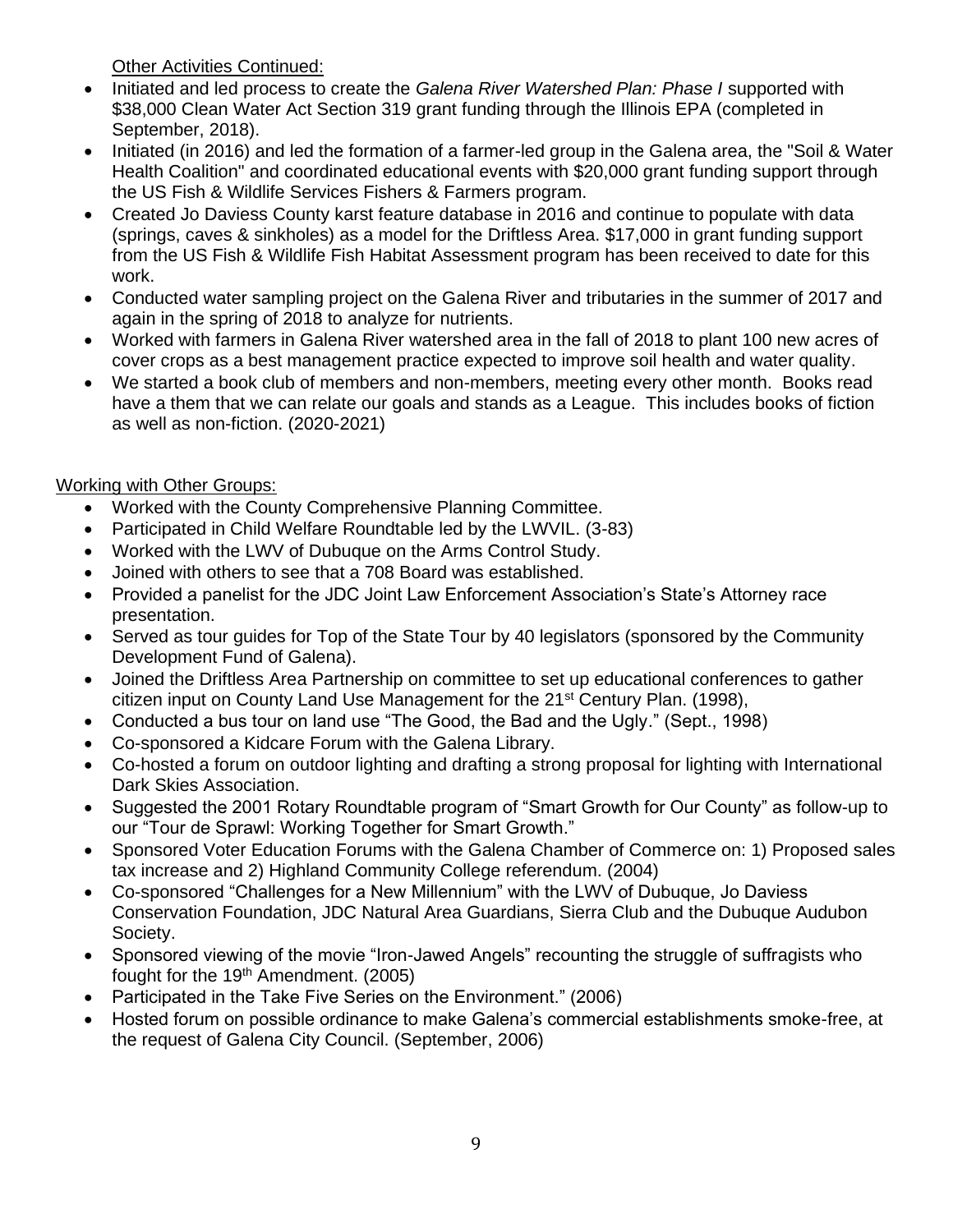Other Activities Continued:

- Initiated and led process to create the *Galena River Watershed Plan: Phase I* supported with $38,000 Clean Water Act Section 319 grant funding through the Illinois EPA (completed in September, 2018).
- Initiated (in 2016) and led the formation of a farmer-led group in the Galena area, the "Soil & Water Health Coalition" and coordinated educational events with $20,000 grant funding support through the US Fish & Wildlife Services Fishers & Farmers program.
- Created Jo Daviess County karst feature database in 2016 and continue to populate with data (springs, caves & sinkholes) as a model for the Driftless Area. $17,000 in grant funding support from the US Fish & Wildlife Fish Habitat Assessment program has been received to date for this work.
- Conducted water sampling project on the Galena River and tributaries in the summer of 2017 and again in the spring of 2018 to analyze for nutrients.
- Worked with farmers in Galena River watershed area in the fall of 2018 to plant 100 new acres of cover crops as a best management practice expected to improve soil health and water quality.
- We started a book club of members and non-members, meeting every other month. Books read have a them that we can relate our goals and stands as a League. This includes books of fiction as well as non-fiction. (2020-2021)

Working with Other Groups:

- Worked with the County Comprehensive Planning Committee.
- Participated in Child Welfare Roundtable led by the LWVIL. (3-83)
- Worked with the LWV of Dubuque on the Arms Control Study.
- Joined with others to see that a 708 Board was established.
- Provided a panelist for the JDC Joint Law Enforcement Association's State's Attorney race presentation.
- Served as tour guides for Top of the State Tour by 40 legislators (sponsored by the Community Development Fund of Galena).
- Joined the Driftless Area Partnership on committee to set up educational conferences to gather citizen input on County Land Use Management for the 21st Century Plan. (1998),
- Conducted a bus tour on land use "The Good, the Bad and the Ugly." (Sept., 1998)
- Co-sponsored a Kidcare Forum with the Galena Library.
- Co-hosted a forum on outdoor lighting and drafting a strong proposal for lighting with International Dark Skies Association.
- Suggested the 2001 Rotary Roundtable program of "Smart Growth for Our County" as follow-up to our "Tour de Sprawl: Working Together for Smart Growth."
- Sponsored Voter Education Forums with the Galena Chamber of Commerce on: 1) Proposed sales tax increase and 2) Highland Community College referendum. (2004)
- Co-sponsored "Challenges for a New Millennium" with the LWV of Dubuque, Jo Daviess Conservation Foundation, JDC Natural Area Guardians, Sierra Club and the Dubuque Audubon Society.
- Sponsored viewing of the movie "Iron-Jawed Angels" recounting the struggle of suffragists who fought for the 19th Amendment. (2005)
- Participated in the Take Five Series on the Environment." (2006)
- Hosted forum on possible ordinance to make Galena's commercial establishments smoke-free, at the request of Galena City Council. (September, 2006)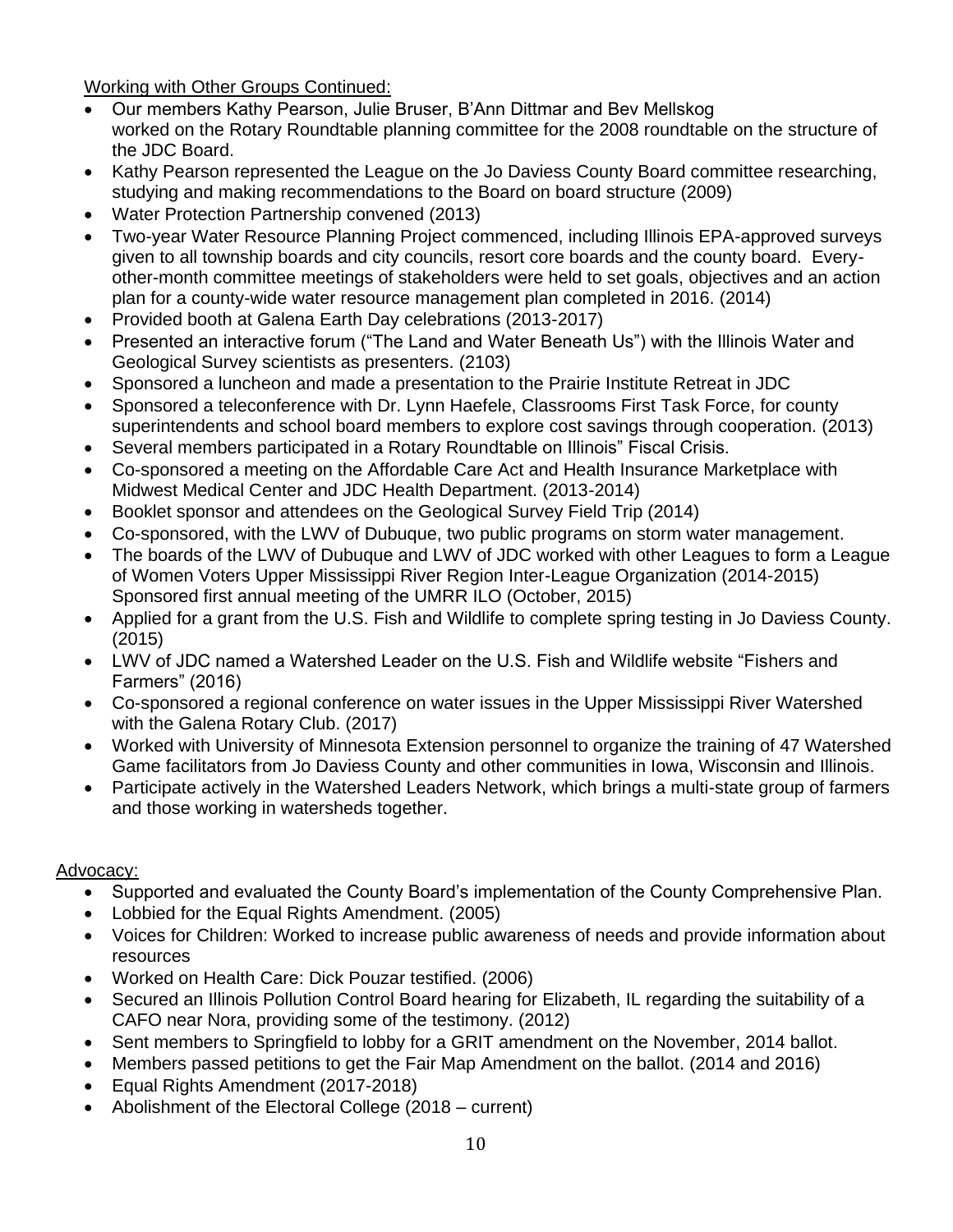Working with Other Groups Continued:

- Our members Kathy Pearson, Julie Bruser, B'Ann Dittmar and Bev Mellskog worked on the Rotary Roundtable planning committee for the 2008 roundtable on the structure of the JDC Board.
- Kathy Pearson represented the League on the Jo Daviess County Board committee researching, studying and making recommendations to the Board on board structure (2009)
- Water Protection Partnership convened (2013)
- Two-year Water Resource Planning Project commenced, including Illinois EPA-approved surveys given to all township boards and city councils, resort core boards and the county board. Every-other-month committee meetings of stakeholders were held to set goals, objectives and an action plan for a county-wide water resource management plan completed in 2016. (2014)
- Provided booth at Galena Earth Day celebrations (2013-2017)
- Presented an interactive forum ("The Land and Water Beneath Us") with the Illinois Water and Geological Survey scientists as presenters. (2103)
- Sponsored a luncheon and made a presentation to the Prairie Institute Retreat in JDC
- Sponsored a teleconference with Dr. Lynn Haefele, Classrooms First Task Force, for county superintendents and school board members to explore cost savings through cooperation. (2013)
- Several members participated in a Rotary Roundtable on Illinois" Fiscal Crisis.
- Co-sponsored a meeting on the Affordable Care Act and Health Insurance Marketplace with Midwest Medical Center and JDC Health Department. (2013-2014)
- Booklet sponsor and attendees on the Geological Survey Field Trip (2014)
- Co-sponsored, with the LWV of Dubuque, two public programs on storm water management.
- The boards of the LWV of Dubuque and LWV of JDC worked with other Leagues to form a League of Women Voters Upper Mississippi River Region Inter-League Organization (2014-2015) Sponsored first annual meeting of the UMRR ILO (October, 2015)
- Applied for a grant from the U.S. Fish and Wildlife to complete spring testing in Jo Daviess County. (2015)
- LWV of JDC named a Watershed Leader on the U.S. Fish and Wildlife website "Fishers and Farmers" (2016)
- Co-sponsored a regional conference on water issues in the Upper Mississippi River Watershed with the Galena Rotary Club. (2017)
- Worked with University of Minnesota Extension personnel to organize the training of 47 Watershed Game facilitators from Jo Daviess County and other communities in Iowa, Wisconsin and Illinois.
- Participate actively in the Watershed Leaders Network, which brings a multi-state group of farmers and those working in watersheds together.

Advocacy:

- Supported and evaluated the County Board's implementation of the County Comprehensive Plan.
- Lobbied for the Equal Rights Amendment. (2005)
- Voices for Children: Worked to increase public awareness of needs and provide information about resources
- Worked on Health Care: Dick Pouzar testified. (2006)
- Secured an Illinois Pollution Control Board hearing for Elizabeth, IL regarding the suitability of a CAFO near Nora, providing some of the testimony. (2012)
- Sent members to Springfield to lobby for a GRIT amendment on the November, 2014 ballot.
- Members passed petitions to get the Fair Map Amendment on the ballot. (2014 and 2016)
- Equal Rights Amendment (2017-2018)
- Abolishment of the Electoral College (2018 – current)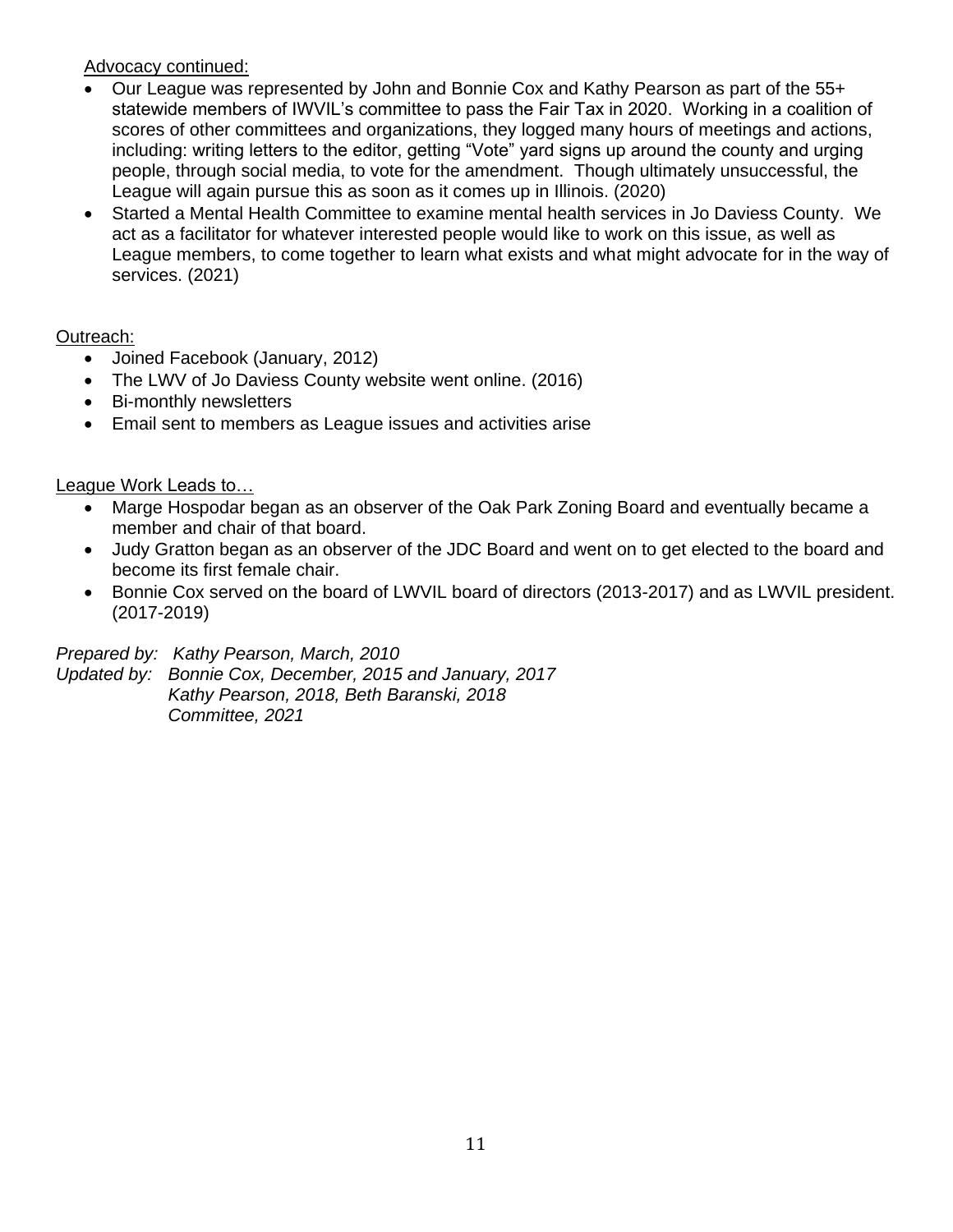<u>Advocacy continued:</u>

- Our League was represented by John and Bonnie Cox and Kathy Pearson as part of the 55+ statewide members of IWVIL's committee to pass the Fair Tax in 2020. Working in a coalition of scores of other committees and organizations, they logged many hours of meetings and actions, including: writing letters to the editor, getting "Vote" yard signs up around the county and urging people, through social media, to vote for the amendment. Though ultimately unsuccessful, the League will again pursue this as soon as it comes up in Illinois. (2020)
- Started a Mental Health Committee to examine mental health services in Jo Daviess County. We act as a facilitator for whatever interested people would like to work on this issue, as well as League members, to come together to learn what exists and what might advocate for in the way of services. (2021)

<u>Outreach:</u>

- Joined Facebook (January, 2012)
- The LWV of Jo Daviess County website went online. (2016)
- Bi-monthly newsletters
- Email sent to members as League issues and activities arise

<u>League Work Leads to…</u>

- Marge Hospodar began as an observer of the Oak Park Zoning Board and eventually became a member and chair of that board.
- Judy Gratton began as an observer of the JDC Board and went on to get elected to the board and become its first female chair.
- Bonnie Cox served on the board of LWVIL board of directors (2013-2017) and as LWVIL president. (2017-2019)

*Prepared by: Kathy Pearson, March, 2010*
*Updated by: Bonnie Cox, December, 2015 and January, 2017*
*Kathy Pearson, 2018, Beth Baranski, 2018*
*Committee, 2021*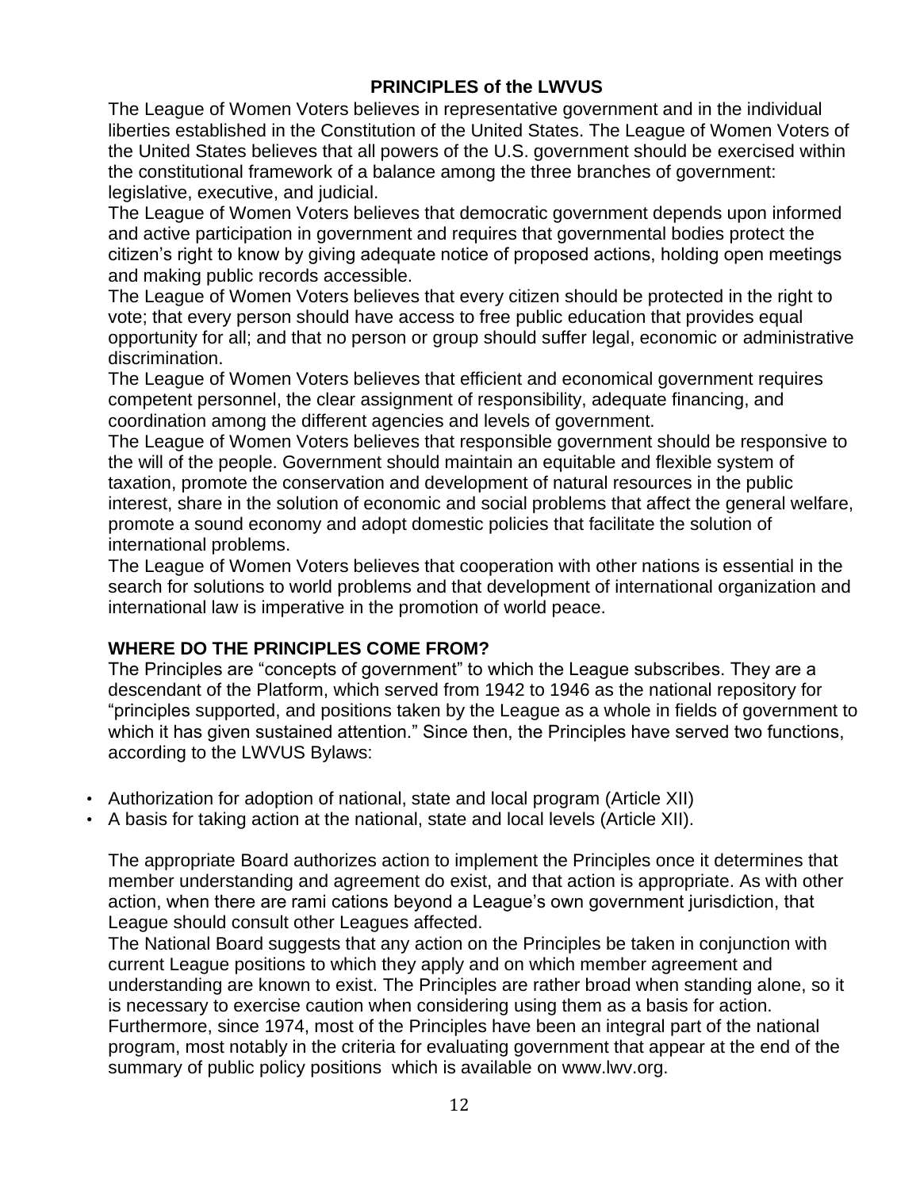## PRINCIPLES of the LWVUS

The League of Women Voters believes in representative government and in the individual liberties established in the Constitution of the United States. The League of Women Voters of the United States believes that all powers of the U.S. government should be exercised within the constitutional framework of a balance among the three branches of government: legislative, executive, and judicial.

The League of Women Voters believes that democratic government depends upon informed and active participation in government and requires that governmental bodies protect the citizen's right to know by giving adequate notice of proposed actions, holding open meetings and making public records accessible.

The League of Women Voters believes that every citizen should be protected in the right to vote; that every person should have access to free public education that provides equal opportunity for all; and that no person or group should suffer legal, economic or administrative discrimination.

The League of Women Voters believes that efficient and economical government requires competent personnel, the clear assignment of responsibility, adequate financing, and coordination among the different agencies and levels of government.

The League of Women Voters believes that responsible government should be responsive to the will of the people. Government should maintain an equitable and flexible system of taxation, promote the conservation and development of natural resources in the public interest, share in the solution of economic and social problems that affect the general welfare, promote a sound economy and adopt domestic policies that facilitate the solution of international problems.

The League of Women Voters believes that cooperation with other nations is essential in the search for solutions to world problems and that development of international organization and international law is imperative in the promotion of world peace.

## WHERE DO THE PRINCIPLES COME FROM?

The Principles are "concepts of government" to which the League subscribes. They are a descendant of the Platform, which served from 1942 to 1946 as the national repository for "principles supported, and positions taken by the League as a whole in fields of government to which it has given sustained attention." Since then, the Principles have served two functions, according to the LWVUS Bylaws:

- Authorization for adoption of national, state and local program (Article XII)
- A basis for taking action at the national, state and local levels (Article XII).

The appropriate Board authorizes action to implement the Principles once it determines that member understanding and agreement do exist, and that action is appropriate. As with other action, when there are rami cations beyond a League's own government jurisdiction, that League should consult other Leagues affected.

The National Board suggests that any action on the Principles be taken in conjunction with current League positions to which they apply and on which member agreement and understanding are known to exist. The Principles are rather broad when standing alone, so it is necessary to exercise caution when considering using them as a basis for action. Furthermore, since 1974, most of the Principles have been an integral part of the national program, most notably in the criteria for evaluating government that appear at the end of the summary of public policy positions which is available on www.lwv.org.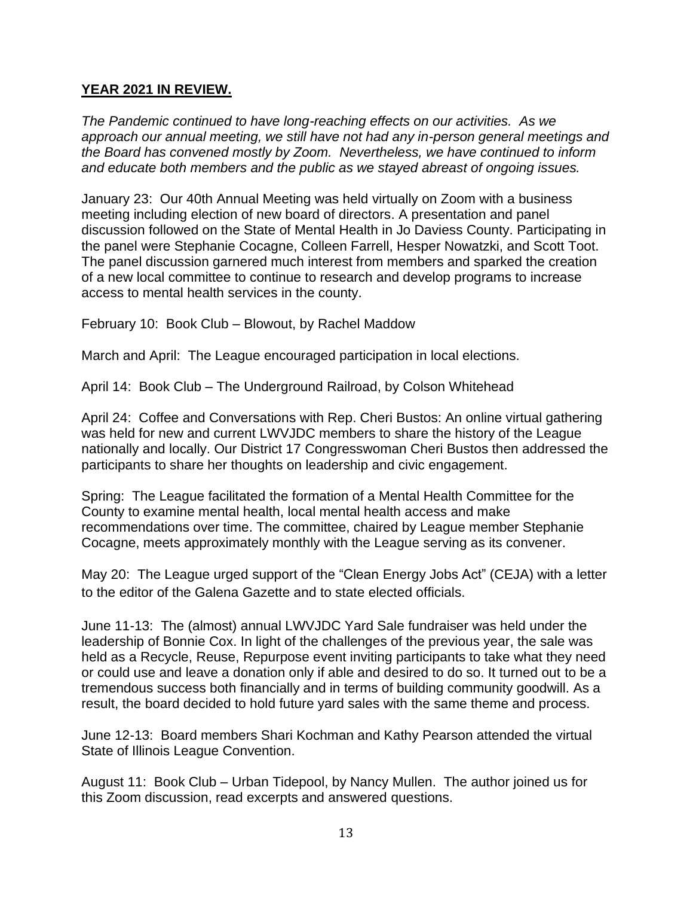## **YEAR 2021 IN REVIEW.**

*The Pandemic continued to have long-reaching effects on our activities. As we approach our annual meeting, we still have not had any in-person general meetings and the Board has convened mostly by Zoom. Nevertheless, we have continued to inform and educate both members and the public as we stayed abreast of ongoing issues.*

January 23: Our 40th Annual Meeting was held virtually on Zoom with a business meeting including election of new board of directors. A presentation and panel discussion followed on the State of Mental Health in Jo Daviess County. Participating in the panel were Stephanie Cocagne, Colleen Farrell, Hesper Nowatzki, and Scott Toot. The panel discussion garnered much interest from members and sparked the creation of a new local committee to continue to research and develop programs to increase access to mental health services in the county.

February 10: Book Club – Blowout, by Rachel Maddow

March and April: The League encouraged participation in local elections.

April 14: Book Club – The Underground Railroad, by Colson Whitehead

April 24: Coffee and Conversations with Rep. Cheri Bustos: An online virtual gathering was held for new and current LWVJDC members to share the history of the League nationally and locally. Our District 17 Congresswoman Cheri Bustos then addressed the participants to share her thoughts on leadership and civic engagement.

Spring: The League facilitated the formation of a Mental Health Committee for the County to examine mental health, local mental health access and make recommendations over time. The committee, chaired by League member Stephanie Cocagne, meets approximately monthly with the League serving as its convener.

May 20: The League urged support of the "Clean Energy Jobs Act" (CEJA) with a letter to the editor of the Galena Gazette and to state elected officials.

June 11-13: The (almost) annual LWVJDC Yard Sale fundraiser was held under the leadership of Bonnie Cox. In light of the challenges of the previous year, the sale was held as a Recycle, Reuse, Repurpose event inviting participants to take what they need or could use and leave a donation only if able and desired to do so. It turned out to be a tremendous success both financially and in terms of building community goodwill. As a result, the board decided to hold future yard sales with the same theme and process.

June 12-13: Board members Shari Kochman and Kathy Pearson attended the virtual State of Illinois League Convention.

August 11: Book Club – Urban Tidepool, by Nancy Mullen. The author joined us for this Zoom discussion, read excerpts and answered questions.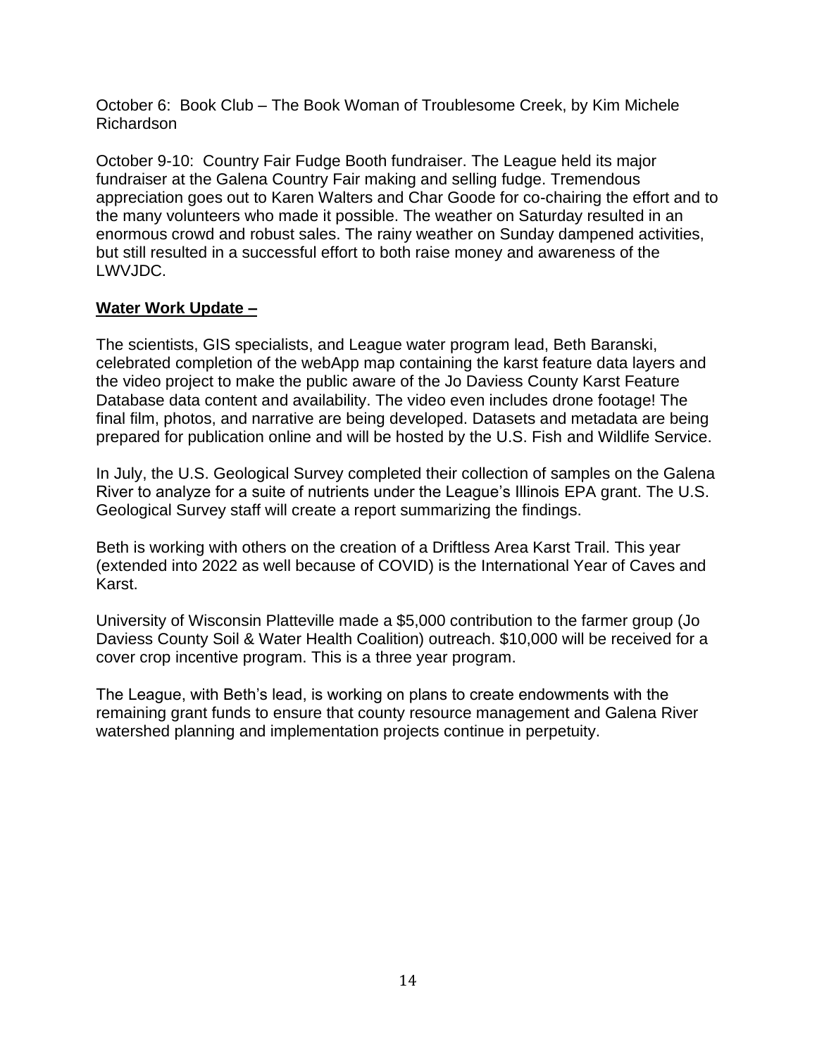October 6: Book Club – The Book Woman of Troublesome Creek, by Kim Michele Richardson

October 9-10: Country Fair Fudge Booth fundraiser. The League held its major fundraiser at the Galena Country Fair making and selling fudge. Tremendous appreciation goes out to Karen Walters and Char Goode for co-chairing the effort and to the many volunteers who made it possible. The weather on Saturday resulted in an enormous crowd and robust sales. The rainy weather on Sunday dampened activities, but still resulted in a successful effort to both raise money and awareness of the LWVJDC.

**Water Work Update –**

The scientists, GIS specialists, and League water program lead, Beth Baranski, celebrated completion of the webApp map containing the karst feature data layers and the video project to make the public aware of the Jo Daviess County Karst Feature Database data content and availability. The video even includes drone footage! The final film, photos, and narrative are being developed. Datasets and metadata are being prepared for publication online and will be hosted by the U.S. Fish and Wildlife Service.

In July, the U.S. Geological Survey completed their collection of samples on the Galena River to analyze for a suite of nutrients under the League's Illinois EPA grant. The U.S. Geological Survey staff will create a report summarizing the findings.

Beth is working with others on the creation of a Driftless Area Karst Trail. This year (extended into 2022 as well because of COVID) is the International Year of Caves and Karst.

University of Wisconsin Platteville made a $5,000 contribution to the farmer group (Jo Daviess County Soil & Water Health Coalition) outreach. $10,000 will be received for a cover crop incentive program. This is a three year program.

The League, with Beth's lead, is working on plans to create endowments with the remaining grant funds to ensure that county resource management and Galena River watershed planning and implementation projects continue in perpetuity.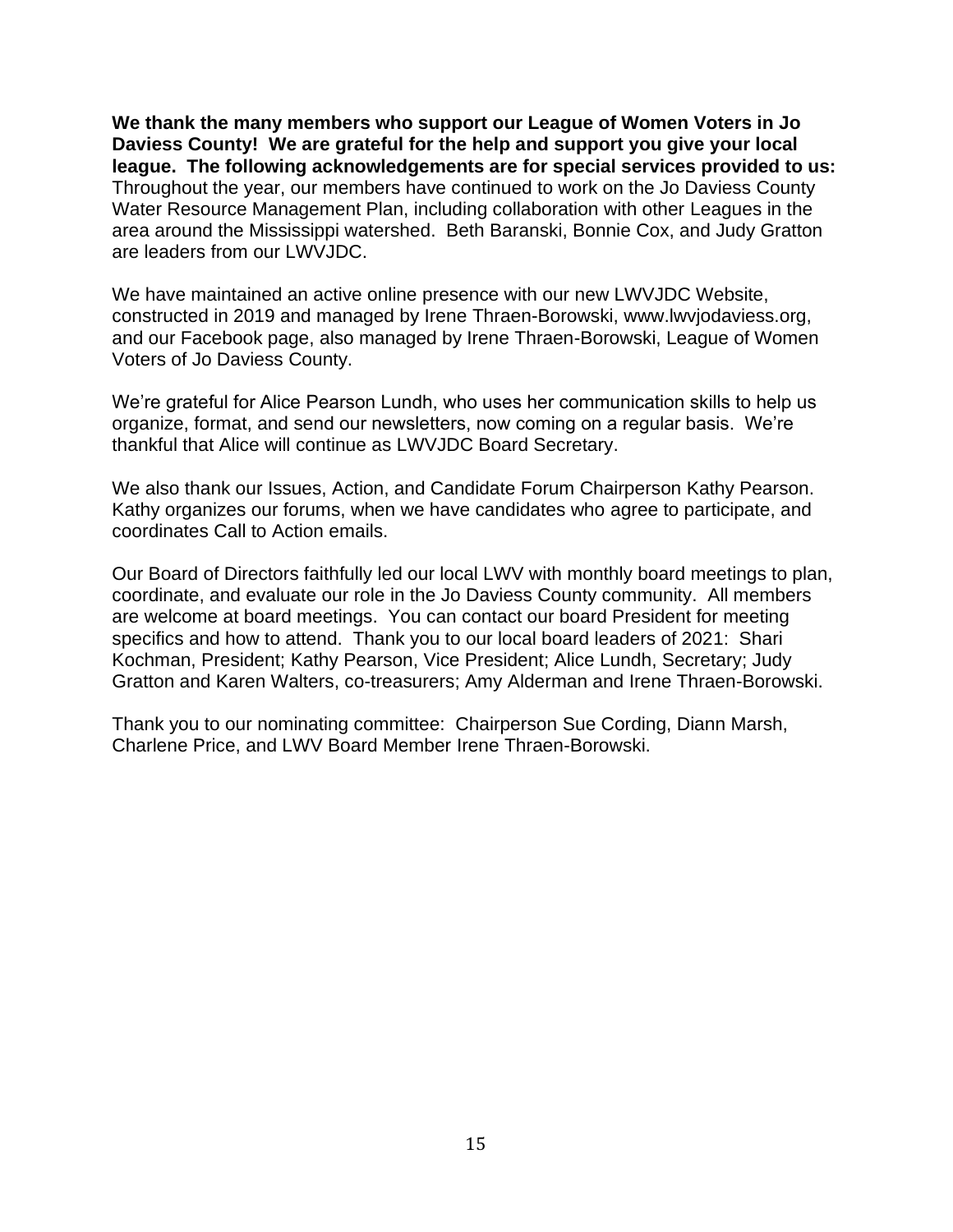**We thank the many members who support our League of Women Voters in Jo Daviess County! We are grateful for the help and support you give your local league. The following acknowledgements are for special services provided to us:** Throughout the year, our members have continued to work on the Jo Daviess County Water Resource Management Plan, including collaboration with other Leagues in the area around the Mississippi watershed. Beth Baranski, Bonnie Cox, and Judy Gratton are leaders from our LWVJDC.

We have maintained an active online presence with our new LWVJDC Website, constructed in 2019 and managed by Irene Thraen-Borowski, www.lwvjodaviess.org, and our Facebook page, also managed by Irene Thraen-Borowski, League of Women Voters of Jo Daviess County.

We're grateful for Alice Pearson Lundh, who uses her communication skills to help us organize, format, and send our newsletters, now coming on a regular basis. We're thankful that Alice will continue as LWVJDC Board Secretary.

We also thank our Issues, Action, and Candidate Forum Chairperson Kathy Pearson. Kathy organizes our forums, when we have candidates who agree to participate, and coordinates Call to Action emails.

Our Board of Directors faithfully led our local LWV with monthly board meetings to plan, coordinate, and evaluate our role in the Jo Daviess County community. All members are welcome at board meetings. You can contact our board President for meeting specifics and how to attend. Thank you to our local board leaders of 2021: Shari Kochman, President; Kathy Pearson, Vice President; Alice Lundh, Secretary; Judy Gratton and Karen Walters, co-treasurers; Amy Alderman and Irene Thraen-Borowski.

Thank you to our nominating committee: Chairperson Sue Cording, Diann Marsh, Charlene Price, and LWV Board Member Irene Thraen-Borowski.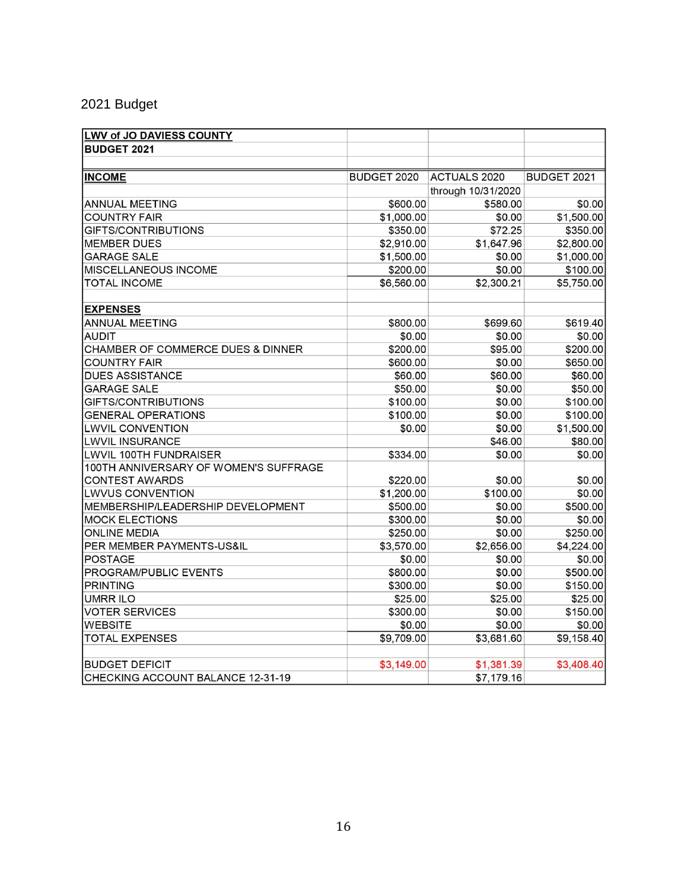2021 Budget

| **LWV of JO DAVIESS COUNTY** | | | |
|---|---|---|---|
| **BUDGET 2021** | | | |
| | | | |
| **INCOME** | BUDGET 2020 | ACTUALS 2020 through 10/31/2020 | BUDGET 2021 |
| ANNUAL MEETING | $600.00 | $580.00 | $0.00 |
| COUNTRY FAIR | $1,000.00 | $0.00 | $1,500.00 |
| GIFTS/CONTRIBUTIONS | $350.00 | $72.25 | $350.00 |
| MEMBER DUES | $2,910.00 | $1,647.96 | $2,800.00 |
| GARAGE SALE | $1,500.00 | $0.00 | $1,000.00 |
| MISCELLANEOUS INCOME | $200.00 | $0.00 | $100.00 |
| TOTAL INCOME | $6,560.00 | $2,300.21 | $5,750.00 |
| | | | |
| **EXPENSES** | | | |
| ANNUAL MEETING | $800.00 | $699.60 | $619.40 |
| AUDIT | $0.00 | $0.00 | $0.00 |
| CHAMBER OF COMMERCE DUES & DINNER | $200.00 | $95.00 | $200.00 |
| COUNTRY FAIR | $600.00 | $0.00 | $650.00 |
| DUES ASSISTANCE | $60.00 | $60.00 | $60.00 |
| GARAGE SALE | $50.00 | $0.00 | $50.00 |
| GIFTS/CONTRIBUTIONS | $100.00 | $0.00 | $100.00 |
| GENERAL OPERATIONS | $100.00 | $0.00 | $100.00 |
| LWVIL CONVENTION | $0.00 | $0.00 | $1,500.00 |
| LWVIL INSURANCE | | $46.00 | $80.00 |
| LWVIL 100TH FUNDRAISER | $334.00 | $0.00 | $0.00 |
| 100TH ANNIVERSARY OF WOMEN'S SUFFRAGE CONTEST AWARDS | $220.00 | $0.00 | $0.00 |
| LWVUS CONVENTION | $1,200.00 | $100.00 | $0.00 |
| MEMBERSHIP/LEADERSHIP DEVELOPMENT | $500.00 | $0.00 | $500.00 |
| MOCK ELECTIONS | $300.00 | $0.00 | $0.00 |
| ONLINE MEDIA | $250.00 | $0.00 | $250.00 |
| PER MEMBER PAYMENTS-US&IL | $3,570.00 | $2,656.00 | $4,224.00 |
| POSTAGE | $0.00 | $0.00 | $0.00 |
| PROGRAM/PUBLIC EVENTS | $800.00 | $0.00 | $500.00 |
| PRINTING | $300.00 | $0.00 | $150.00 |
| UMRR ILO | $25.00 | $25.00 | $25.00 |
| VOTER SERVICES | $300.00 | $0.00 | $150.00 |
| WEBSITE | $0.00 | $0.00 | $0.00 |
| TOTAL EXPENSES | $9,709.00 | $3,681.60 | $9,158.40 |
| | | | |
| BUDGET DEFICIT | $3,149.00 | $1,381.39 | $3,408.40 |
| CHECKING ACCOUNT BALANCE 12-31-19 | | $7,179.16 | |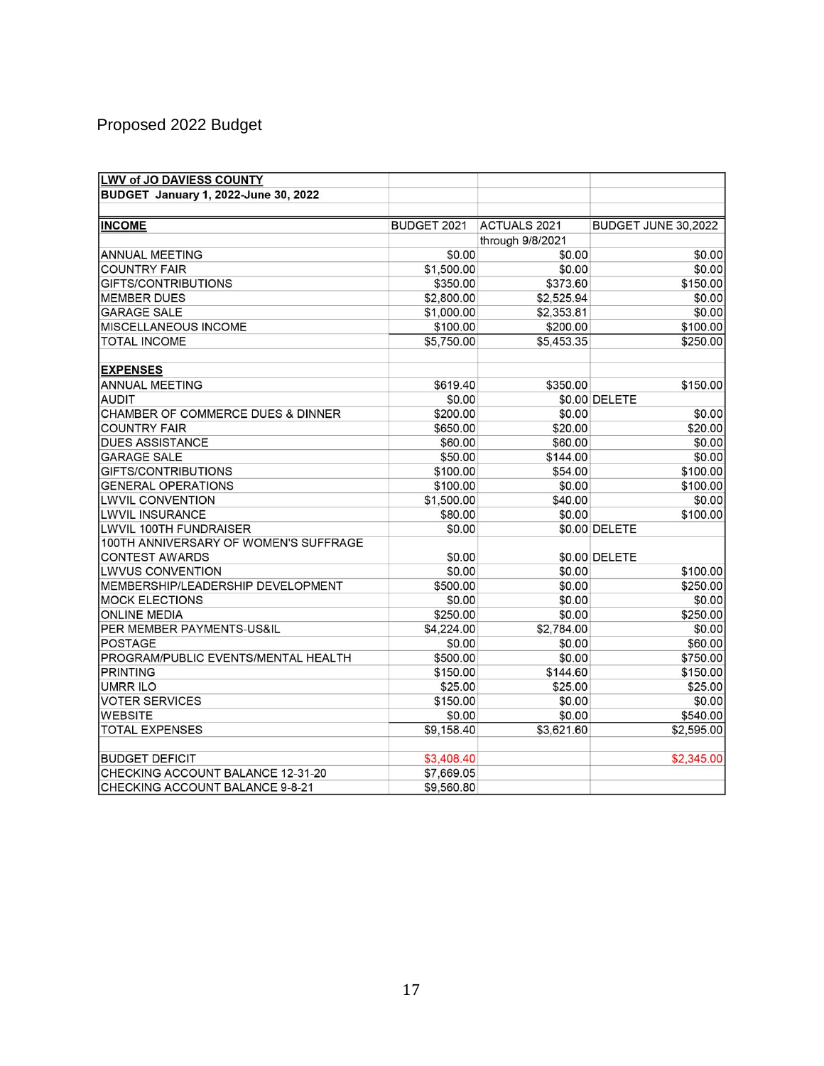Proposed 2022 Budget

| LWV of JO DAVIESS COUNTY | | | |
|---|---|---|---|
| **BUDGET January 1, 2022-June 30, 2022** | | | |
| | | | |
| **INCOME** | BUDGET 2021 | ACTUALS 2021 | BUDGET JUNE 30,2022 |
| | | through 9/8/2021 | |
| ANNUAL MEETING | $0.00 | $0.00 | $0.00 |
| COUNTRY FAIR | $1,500.00 | $0.00 | $0.00 |
| GIFTS/CONTRIBUTIONS | $350.00 | $373.60 | $150.00 |
| MEMBER DUES | $2,800.00 | $2,525.94 | $0.00 |
| GARAGE SALE | $1,000.00 | $2,353.81 | $0.00 |
| MISCELLANEOUS INCOME | $100.00 | $200.00 | $100.00 |
| TOTAL INCOME | $5,750.00 | $5,453.35 | $250.00 |
| | | | |
| **EXPENSES** | | | |
| ANNUAL MEETING | $619.40 | $350.00 | $150.00 |
| AUDIT | $0.00 | $0.00 | DELETE |
| CHAMBER OF COMMERCE DUES & DINNER | $200.00 | $0.00 | $0.00 |
| COUNTRY FAIR | $650.00 | $20.00 | $20.00 |
| DUES ASSISTANCE | $60.00 | $60.00 | $0.00 |
| GARAGE SALE | $50.00 | $144.00 | $0.00 |
| GIFTS/CONTRIBUTIONS | $100.00 | $54.00 | $100.00 |
| GENERAL OPERATIONS | $100.00 | $0.00 | $100.00 |
| LWVIL CONVENTION | $1,500.00 | $40.00 | $0.00 |
| LWVIL INSURANCE | $80.00 | $0.00 | $100.00 |
| LWVIL 100TH FUNDRAISER | $0.00 | $0.00 | DELETE |
| 100TH ANNIVERSARY OF WOMEN'S SUFFRAGE CONTEST AWARDS | $0.00 | $0.00 | DELETE |
| LWVUS CONVENTION | $0.00 | $0.00 | $100.00 |
| MEMBERSHIP/LEADERSHIP DEVELOPMENT | $500.00 | $0.00 | $250.00 |
| MOCK ELECTIONS | $0.00 | $0.00 | $0.00 |
| ONLINE MEDIA | $250.00 | $0.00 | $250.00 |
| PER MEMBER PAYMENTS-US&IL | $4,224.00 | $2,784.00 | $0.00 |
| POSTAGE | $0.00 | $0.00 | $60.00 |
| PROGRAM/PUBLIC EVENTS/MENTAL HEALTH | $500.00 | $0.00 | $750.00 |
| PRINTING | $150.00 | $144.60 | $150.00 |
| UMRR ILO | $25.00 | $25.00 | $25.00 |
| VOTER SERVICES | $150.00 | $0.00 | $0.00 |
| WEBSITE | $0.00 | $0.00 | $540.00 |
| TOTAL EXPENSES | $9,158.40 | $3,621.60 | $2,595.00 |
| | | | |
| BUDGET DEFICIT | $3,408.40 | | $2,345.00 |
| CHECKING ACCOUNT BALANCE 12-31-20 | $7,669.05 | | |
| CHECKING ACCOUNT BALANCE 9-8-21 | $9,560.80 | | |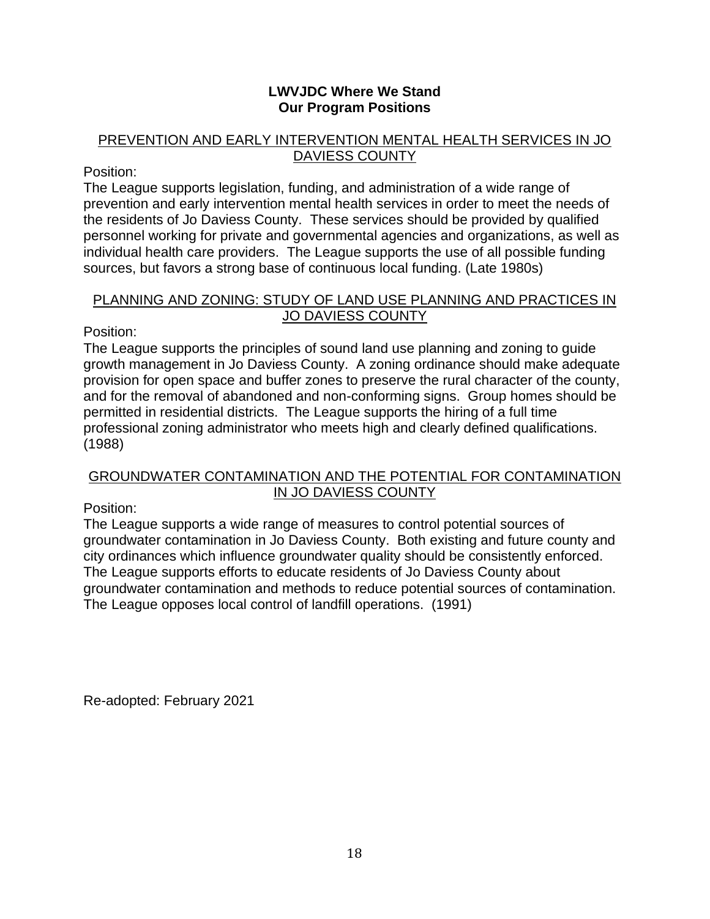**LWVJDC Where We Stand**
**Our Program Positions**

## PREVENTION AND EARLY INTERVENTION MENTAL HEALTH SERVICES IN JO DAVIESS COUNTY

Position:
The League supports legislation, funding, and administration of a wide range of prevention and early intervention mental health services in order to meet the needs of the residents of Jo Daviess County. These services should be provided by qualified personnel working for private and governmental agencies and organizations, as well as individual health care providers. The League supports the use of all possible funding sources, but favors a strong base of continuous local funding. (Late 1980s)

## PLANNING AND ZONING: STUDY OF LAND USE PLANNING AND PRACTICES IN JO DAVIESS COUNTY

Position:
The League supports the principles of sound land use planning and zoning to guide growth management in Jo Daviess County. A zoning ordinance should make adequate provision for open space and buffer zones to preserve the rural character of the county, and for the removal of abandoned and non-conforming signs. Group homes should be permitted in residential districts. The League supports the hiring of a full time professional zoning administrator who meets high and clearly defined qualifications. (1988)

## GROUNDWATER CONTAMINATION AND THE POTENTIAL FOR CONTAMINATION IN JO DAVIESS COUNTY

Position:
The League supports a wide range of measures to control potential sources of groundwater contamination in Jo Daviess County. Both existing and future county and city ordinances which influence groundwater quality should be consistently enforced. The League supports efforts to educate residents of Jo Daviess County about groundwater contamination and methods to reduce potential sources of contamination. The League opposes local control of landfill operations. (1991)

Re-adopted: February 2021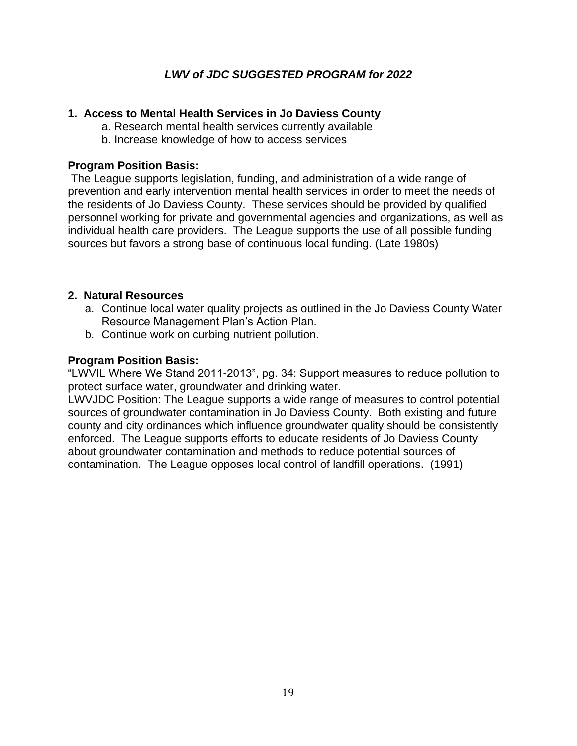## *LWV of JDC SUGGESTED PROGRAM for 2022*

### 1. Access to Mental Health Services in Jo Daviess County

a. Research mental health services currently available
b. Increase knowledge of how to access services

**Program Position Basis:**

The League supports legislation, funding, and administration of a wide range of prevention and early intervention mental health services in order to meet the needs of the residents of Jo Daviess County. These services should be provided by qualified personnel working for private and governmental agencies and organizations, as well as individual health care providers. The League supports the use of all possible funding sources but favors a strong base of continuous local funding. (Late 1980s)

### 2. Natural Resources

a. Continue local water quality projects as outlined in the Jo Daviess County Water Resource Management Plan's Action Plan.
b. Continue work on curbing nutrient pollution.

**Program Position Basis:**

"LWVIL Where We Stand 2011-2013", pg. 34: Support measures to reduce pollution to protect surface water, groundwater and drinking water.

LWVJDC Position: The League supports a wide range of measures to control potential sources of groundwater contamination in Jo Daviess County. Both existing and future county and city ordinances which influence groundwater quality should be consistently enforced. The League supports efforts to educate residents of Jo Daviess County about groundwater contamination and methods to reduce potential sources of contamination. The League opposes local control of landfill operations. (1991)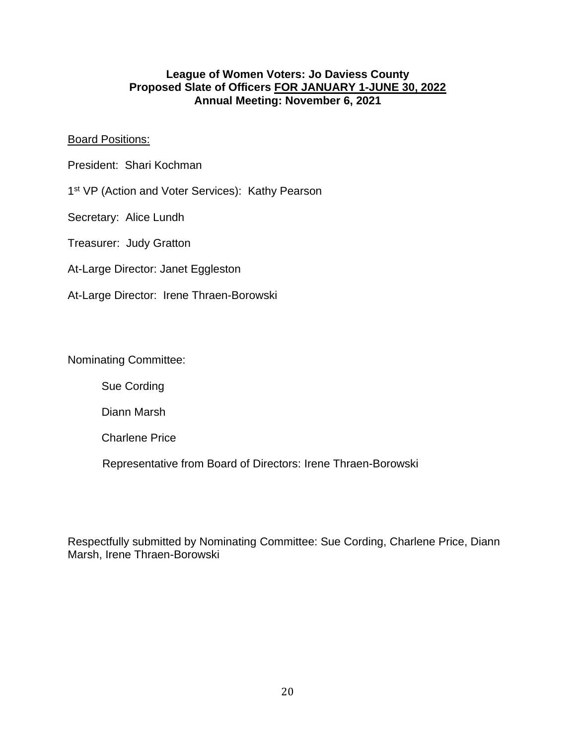**League of Women Voters: Jo Daviess County**
**Proposed Slate of Officers FOR JANUARY 1-JUNE 30, 2022**
**Annual Meeting: November 6, 2021**

Board Positions:

President: Shari Kochman

1st VP (Action and Voter Services): Kathy Pearson

Secretary: Alice Lundh

Treasurer: Judy Gratton

At-Large Director: Janet Eggleston

At-Large Director: Irene Thraen-Borowski

Nominating Committee:

Sue Cording

Diann Marsh

Charlene Price

Representative from Board of Directors: Irene Thraen-Borowski

Respectfully submitted by Nominating Committee: Sue Cording, Charlene Price, Diann Marsh, Irene Thraen-Borowski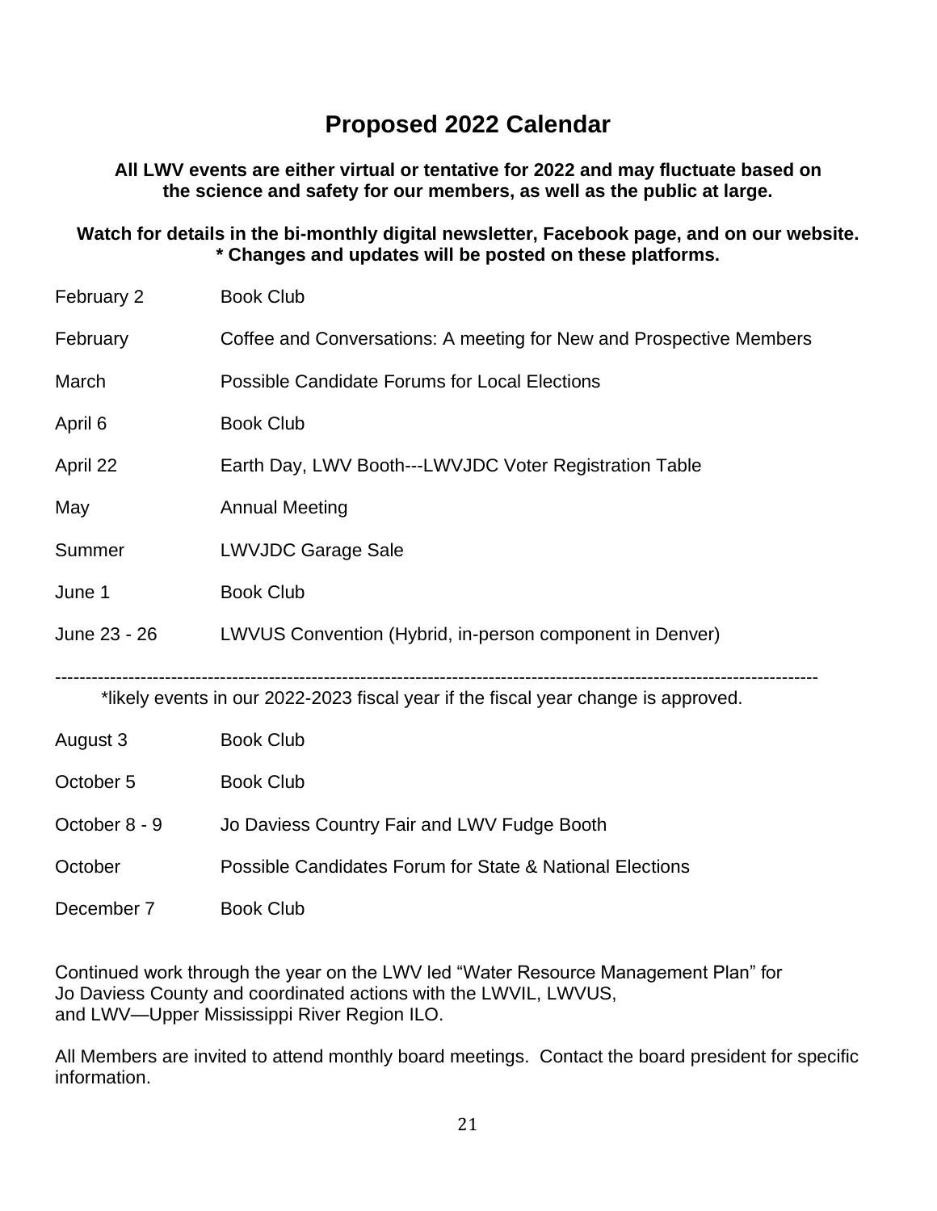# Proposed 2022 Calendar

**All LWV events are either virtual or tentative for 2022 and may fluctuate based on the science and safety for our members, as well as the public at large.**

**Watch for details in the bi-monthly digital newsletter, Facebook page, and on our website.**
**\* Changes and updates will be posted on these platforms.**

| | |
|---|---|
| February 2 | Book Club |
| February | Coffee and Conversations: A meeting for New and Prospective Members |
| March | Possible Candidate Forums for Local Elections |
| April 6 | Book Club |
| April 22 | Earth Day, LWV Booth---LWVJDC Voter Registration Table |
| May | Annual Meeting |
| Summer | LWVJDC Garage Sale |
| June 1 | Book Club |
| June 23 - 26 | LWVUS Convention (Hybrid, in-person component in Denver) |

---

\*likely events in our 2022-2023 fiscal year if the fiscal year change is approved.

| | |
|---|---|
| August 3 | Book Club |
| October 5 | Book Club |
| October 8 - 9 | Jo Daviess Country Fair and LWV Fudge Booth |
| October | Possible Candidates Forum for State & National Elections |
| December 7 | Book Club |

Continued work through the year on the LWV led "Water Resource Management Plan" for Jo Daviess County and coordinated actions with the LWVIL, LWVUS, and LWV—Upper Mississippi River Region ILO.

All Members are invited to attend monthly board meetings. Contact the board president for specific information.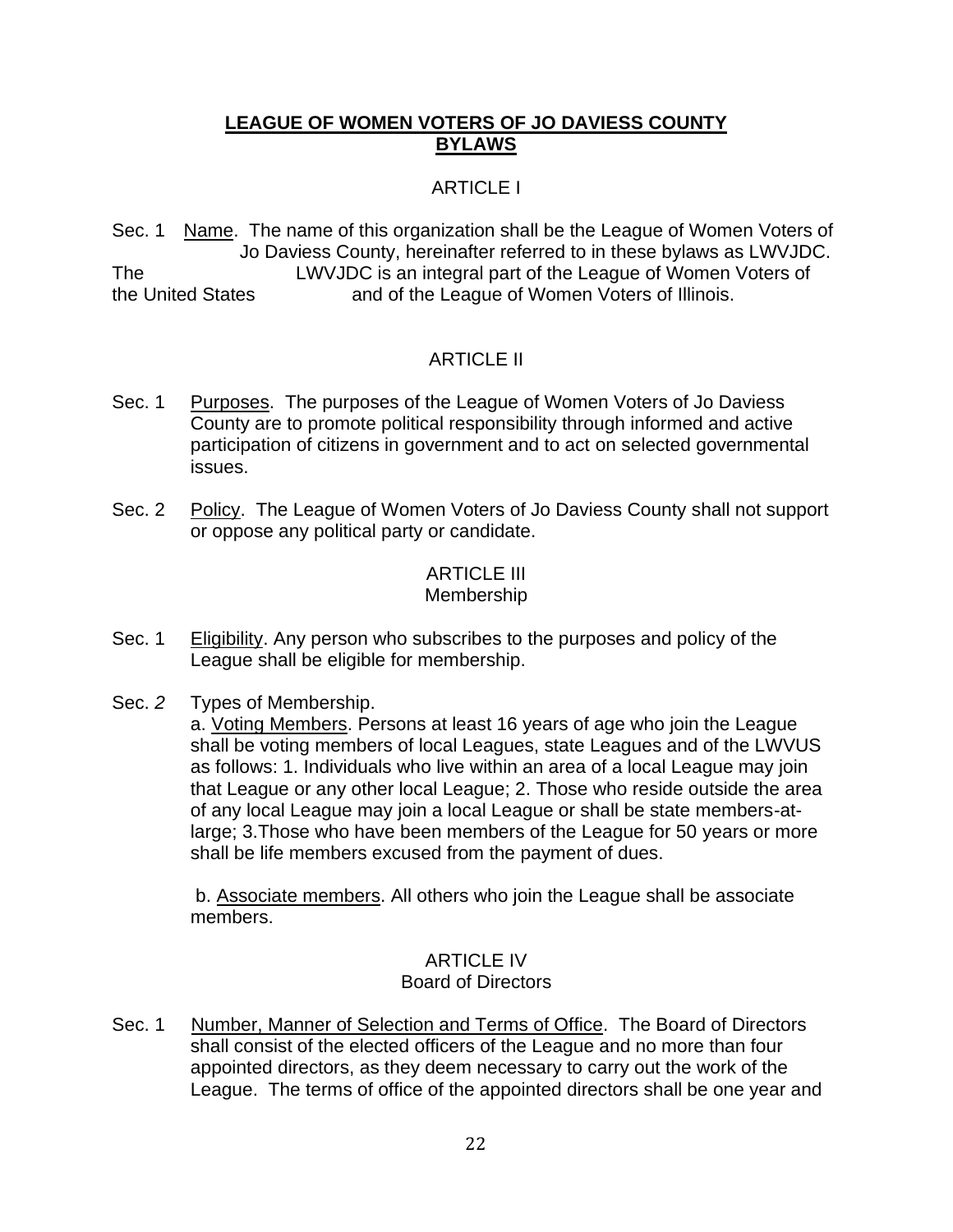## LEAGUE OF WOMEN VOTERS OF JO DAVIESS COUNTY BYLAWS

### ARTICLE I

Sec. 1 Name. The name of this organization shall be the League of Women Voters of Jo Daviess County, hereinafter referred to in these bylaws as LWVJDC. The LWVJDC is an integral part of the League of Women Voters of the United States and of the League of Women Voters of Illinois.

### ARTICLE II

Sec. 1 Purposes. The purposes of the League of Women Voters of Jo Daviess County are to promote political responsibility through informed and active participation of citizens in government and to act on selected governmental issues.

Sec. 2 Policy. The League of Women Voters of Jo Daviess County shall not support or oppose any political party or candidate.

### ARTICLE III
Membership

Sec. 1 Eligibility. Any person who subscribes to the purposes and policy of the League shall be eligible for membership.

Sec. *2* Types of Membership.

a. Voting Members. Persons at least 16 years of age who join the League shall be voting members of local Leagues, state Leagues and of the LWVUS as follows: 1. Individuals who live within an area of a local League may join that League or any other local League; 2. Those who reside outside the area of any local League may join a local League or shall be state members-at-large; 3.Those who have been members of the League for 50 years or more shall be life members excused from the payment of dues.

b. Associate members. All others who join the League shall be associate members.

### ARTICLE IV
Board of Directors

Sec. 1 Number, Manner of Selection and Terms of Office. The Board of Directors shall consist of the elected officers of the League and no more than four appointed directors, as they deem necessary to carry out the work of the League. The terms of office of the appointed directors shall be one year and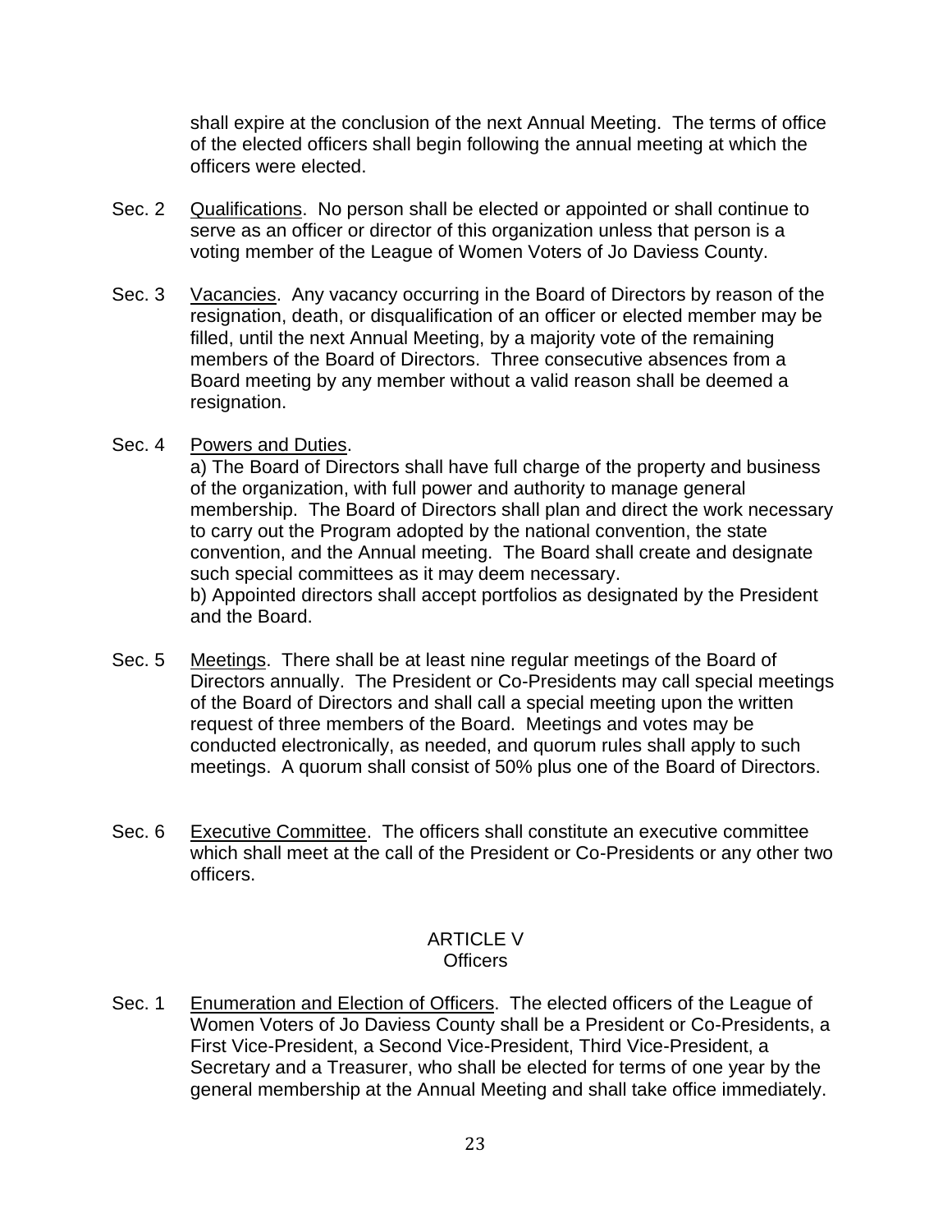shall expire at the conclusion of the next Annual Meeting. The terms of office of the elected officers shall begin following the annual meeting at which the officers were elected.

Sec. 2 Qualifications. No person shall be elected or appointed or shall continue to serve as an officer or director of this organization unless that person is a voting member of the League of Women Voters of Jo Daviess County.

Sec. 3 Vacancies. Any vacancy occurring in the Board of Directors by reason of the resignation, death, or disqualification of an officer or elected member may be filled, until the next Annual Meeting, by a majority vote of the remaining members of the Board of Directors. Three consecutive absences from a Board meeting by any member without a valid reason shall be deemed a resignation.

Sec. 4 Powers and Duties.
a) The Board of Directors shall have full charge of the property and business of the organization, with full power and authority to manage general membership. The Board of Directors shall plan and direct the work necessary to carry out the Program adopted by the national convention, the state convention, and the Annual meeting. The Board shall create and designate such special committees as it may deem necessary.
b) Appointed directors shall accept portfolios as designated by the President and the Board.

Sec. 5 Meetings. There shall be at least nine regular meetings of the Board of Directors annually. The President or Co-Presidents may call special meetings of the Board of Directors and shall call a special meeting upon the written request of three members of the Board. Meetings and votes may be conducted electronically, as needed, and quorum rules shall apply to such meetings. A quorum shall consist of 50% plus one of the Board of Directors.

Sec. 6 Executive Committee. The officers shall constitute an executive committee which shall meet at the call of the President or Co-Presidents or any other two officers.

## ARTICLE V
## Officers

Sec. 1 Enumeration and Election of Officers. The elected officers of the League of Women Voters of Jo Daviess County shall be a President or Co-Presidents, a First Vice-President, a Second Vice-President, Third Vice-President, a Secretary and a Treasurer, who shall be elected for terms of one year by the general membership at the Annual Meeting and shall take office immediately.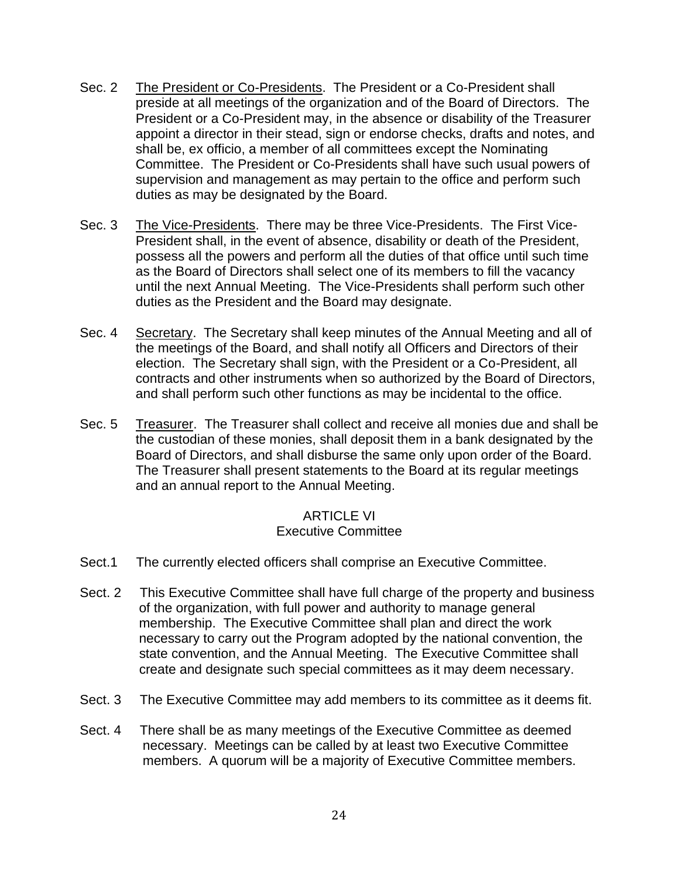Sec. 2 <u>The President or Co-Presidents</u>. The President or a Co-President shall preside at all meetings of the organization and of the Board of Directors. The President or a Co-President may, in the absence or disability of the Treasurer appoint a director in their stead, sign or endorse checks, drafts and notes, and shall be, ex officio, a member of all committees except the Nominating Committee. The President or Co-Presidents shall have such usual powers of supervision and management as may pertain to the office and perform such duties as may be designated by the Board.

Sec. 3 <u>The Vice-Presidents</u>. There may be three Vice-Presidents. The First Vice-President shall, in the event of absence, disability or death of the President, possess all the powers and perform all the duties of that office until such time as the Board of Directors shall select one of its members to fill the vacancy until the next Annual Meeting. The Vice-Presidents shall perform such other duties as the President and the Board may designate.

Sec. 4 <u>Secretary</u>. The Secretary shall keep minutes of the Annual Meeting and all of the meetings of the Board, and shall notify all Officers and Directors of their election. The Secretary shall sign, with the President or a Co-President, all contracts and other instruments when so authorized by the Board of Directors, and shall perform such other functions as may be incidental to the office.

Sec. 5 <u>Treasurer</u>. The Treasurer shall collect and receive all monies due and shall be the custodian of these monies, shall deposit them in a bank designated by the Board of Directors, and shall disburse the same only upon order of the Board. The Treasurer shall present statements to the Board at its regular meetings and an annual report to the Annual Meeting.

## ARTICLE VI
## Executive Committee

Sect.1 The currently elected officers shall comprise an Executive Committee.

Sect. 2 This Executive Committee shall have full charge of the property and business of the organization, with full power and authority to manage general membership. The Executive Committee shall plan and direct the work necessary to carry out the Program adopted by the national convention, the state convention, and the Annual Meeting. The Executive Committee shall create and designate such special committees as it may deem necessary.

Sect. 3 The Executive Committee may add members to its committee as it deems fit.

Sect. 4 There shall be as many meetings of the Executive Committee as deemed necessary. Meetings can be called by at least two Executive Committee members. A quorum will be a majority of Executive Committee members.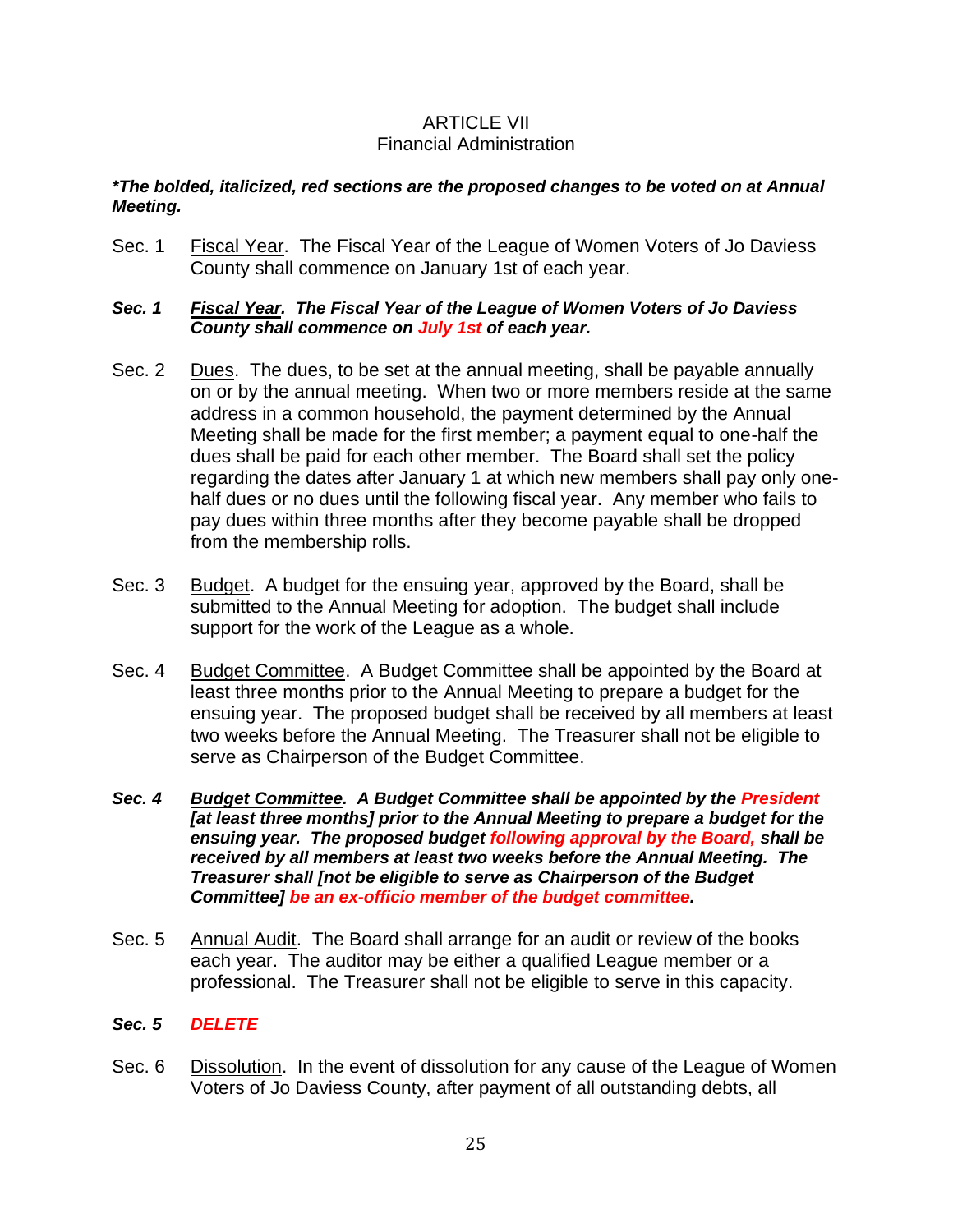# ARTICLE VII
## Financial Administration

***\*The bolded, italicized, red sections are the proposed changes to be voted on at Annual Meeting.***

Sec. 1 Fiscal Year. The Fiscal Year of the League of Women Voters of Jo Daviess County shall commence on January 1st of each year.

***Sec. 1 Fiscal Year. The Fiscal Year of the League of Women Voters of Jo Daviess County shall commence on July 1st of each year.***

Sec. 2 Dues. The dues, to be set at the annual meeting, shall be payable annually on or by the annual meeting. When two or more members reside at the same address in a common household, the payment determined by the Annual Meeting shall be made for the first member; a payment equal to one-half the dues shall be paid for each other member. The Board shall set the policy regarding the dates after January 1 at which new members shall pay only one-half dues or no dues until the following fiscal year. Any member who fails to pay dues within three months after they become payable shall be dropped from the membership rolls.

Sec. 3 Budget. A budget for the ensuing year, approved by the Board, shall be submitted to the Annual Meeting for adoption. The budget shall include support for the work of the League as a whole.

Sec. 4 Budget Committee. A Budget Committee shall be appointed by the Board at least three months prior to the Annual Meeting to prepare a budget for the ensuing year. The proposed budget shall be received by all members at least two weeks before the Annual Meeting. The Treasurer shall not be eligible to serve as Chairperson of the Budget Committee.

***Sec. 4 Budget Committee. A Budget Committee shall be appointed by the President [at least three months] prior to the Annual Meeting to prepare a budget for the ensuing year. The proposed budget following approval by the Board, shall be received by all members at least two weeks before the Annual Meeting. The Treasurer shall [not be eligible to serve as Chairperson of the Budget Committee] be an ex-officio member of the budget committee.***

Sec. 5 Annual Audit. The Board shall arrange for an audit or review of the books each year. The auditor may be either a qualified League member or a professional. The Treasurer shall not be eligible to serve in this capacity.

***Sec. 5 DELETE***

Sec. 6 Dissolution. In the event of dissolution for any cause of the League of Women Voters of Jo Daviess County, after payment of all outstanding debts, all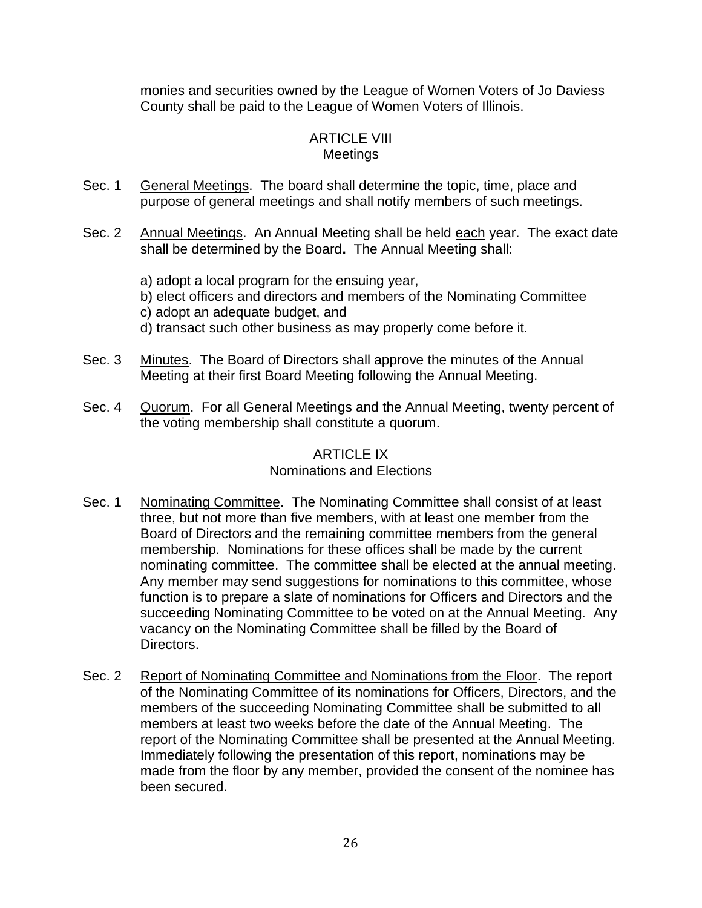monies and securities owned by the League of Women Voters of Jo Daviess County shall be paid to the League of Women Voters of Illinois.

## ARTICLE VIII
### Meetings

Sec. 1 General Meetings. The board shall determine the topic, time, place and purpose of general meetings and shall notify members of such meetings.

Sec. 2 Annual Meetings. An Annual Meeting shall be held each year. The exact date shall be determined by the Board**.** The Annual Meeting shall:

a) adopt a local program for the ensuing year,
b) elect officers and directors and members of the Nominating Committee
c) adopt an adequate budget, and
d) transact such other business as may properly come before it.

Sec. 3 Minutes. The Board of Directors shall approve the minutes of the Annual Meeting at their first Board Meeting following the Annual Meeting.

Sec. 4 Quorum. For all General Meetings and the Annual Meeting, twenty percent of the voting membership shall constitute a quorum.

## ARTICLE IX
### Nominations and Elections

Sec. 1 Nominating Committee. The Nominating Committee shall consist of at least three, but not more than five members, with at least one member from the Board of Directors and the remaining committee members from the general membership. Nominations for these offices shall be made by the current nominating committee. The committee shall be elected at the annual meeting. Any member may send suggestions for nominations to this committee, whose function is to prepare a slate of nominations for Officers and Directors and the succeeding Nominating Committee to be voted on at the Annual Meeting. Any vacancy on the Nominating Committee shall be filled by the Board of Directors.

Sec. 2 Report of Nominating Committee and Nominations from the Floor. The report of the Nominating Committee of its nominations for Officers, Directors, and the members of the succeeding Nominating Committee shall be submitted to all members at least two weeks before the date of the Annual Meeting. The report of the Nominating Committee shall be presented at the Annual Meeting. Immediately following the presentation of this report, nominations may be made from the floor by any member, provided the consent of the nominee has been secured.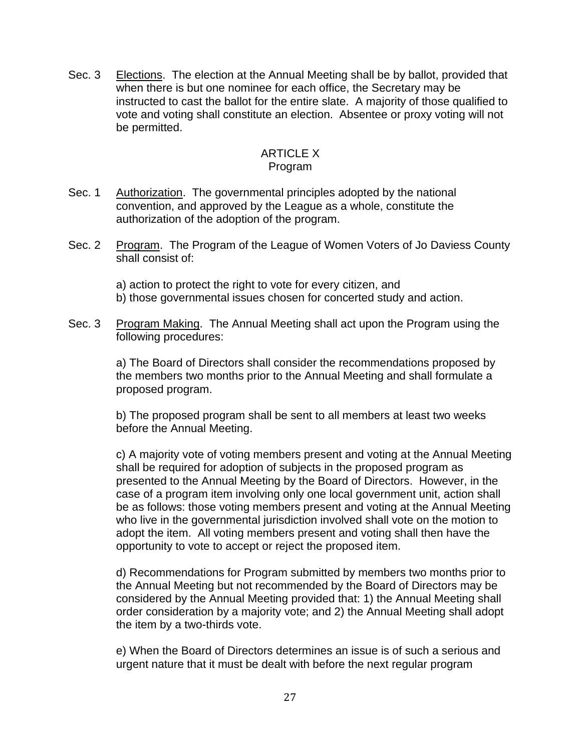Sec. 3 Elections. The election at the Annual Meeting shall be by ballot, provided that when there is but one nominee for each office, the Secretary may be instructed to cast the ballot for the entire slate. A majority of those qualified to vote and voting shall constitute an election. Absentee or proxy voting will not be permitted.

## ARTICLE X
## Program

Sec. 1 Authorization. The governmental principles adopted by the national convention, and approved by the League as a whole, constitute the authorization of the adoption of the program.

Sec. 2 Program. The Program of the League of Women Voters of Jo Daviess County shall consist of:

a) action to protect the right to vote for every citizen, and
b) those governmental issues chosen for concerted study and action.

Sec. 3 Program Making. The Annual Meeting shall act upon the Program using the following procedures:

a) The Board of Directors shall consider the recommendations proposed by the members two months prior to the Annual Meeting and shall formulate a proposed program.

b) The proposed program shall be sent to all members at least two weeks before the Annual Meeting.

c) A majority vote of voting members present and voting at the Annual Meeting shall be required for adoption of subjects in the proposed program as presented to the Annual Meeting by the Board of Directors. However, in the case of a program item involving only one local government unit, action shall be as follows: those voting members present and voting at the Annual Meeting who live in the governmental jurisdiction involved shall vote on the motion to adopt the item. All voting members present and voting shall then have the opportunity to vote to accept or reject the proposed item.

d) Recommendations for Program submitted by members two months prior to the Annual Meeting but not recommended by the Board of Directors may be considered by the Annual Meeting provided that: 1) the Annual Meeting shall order consideration by a majority vote; and 2) the Annual Meeting shall adopt the item by a two-thirds vote.

e) When the Board of Directors determines an issue is of such a serious and urgent nature that it must be dealt with before the next regular program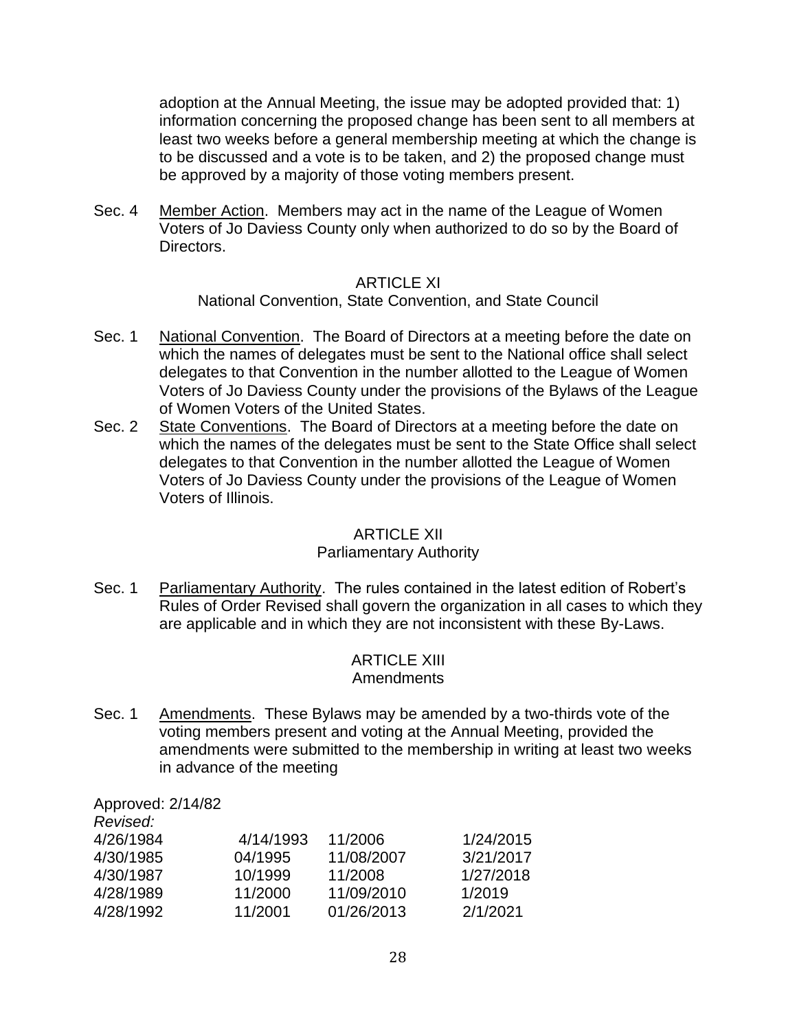adoption at the Annual Meeting, the issue may be adopted provided that: 1) information concerning the proposed change has been sent to all members at least two weeks before a general membership meeting at which the change is to be discussed and a vote is to be taken, and 2) the proposed change must be approved by a majority of those voting members present.

Sec. 4 Member Action. Members may act in the name of the League of Women Voters of Jo Daviess County only when authorized to do so by the Board of Directors.

## ARTICLE XI
### National Convention, State Convention, and State Council

Sec. 1 National Convention. The Board of Directors at a meeting before the date on which the names of delegates must be sent to the National office shall select delegates to that Convention in the number allotted to the League of Women Voters of Jo Daviess County under the provisions of the Bylaws of the League of Women Voters of the United States.

Sec. 2 State Conventions. The Board of Directors at a meeting before the date on which the names of the delegates must be sent to the State Office shall select delegates to that Convention in the number allotted the League of Women Voters of Jo Daviess County under the provisions of the League of Women Voters of Illinois.

## ARTICLE XII
### Parliamentary Authority

Sec. 1 Parliamentary Authority. The rules contained in the latest edition of Robert's Rules of Order Revised shall govern the organization in all cases to which they are applicable and in which they are not inconsistent with these By-Laws.

## ARTICLE XIII
### Amendments

Sec. 1 Amendments. These Bylaws may be amended by a two-thirds vote of the voting members present and voting at the Annual Meeting, provided the amendments were submitted to the membership in writing at least two weeks in advance of the meeting

Approved: 2/14/82

*Revised:*

| | | | |
|---|---|---|---|
| 4/26/1984 | 4/14/1993 | 11/2006 | 1/24/2015 |
| 4/30/1985 | 04/1995 | 11/08/2007 | 3/21/2017 |
| 4/30/1987 | 10/1999 | 11/2008 | 1/27/2018 |
| 4/28/1989 | 11/2000 | 11/09/2010 | 1/2019 |
| 4/28/1992 | 11/2001 | 01/26/2013 | 2/1/2021 |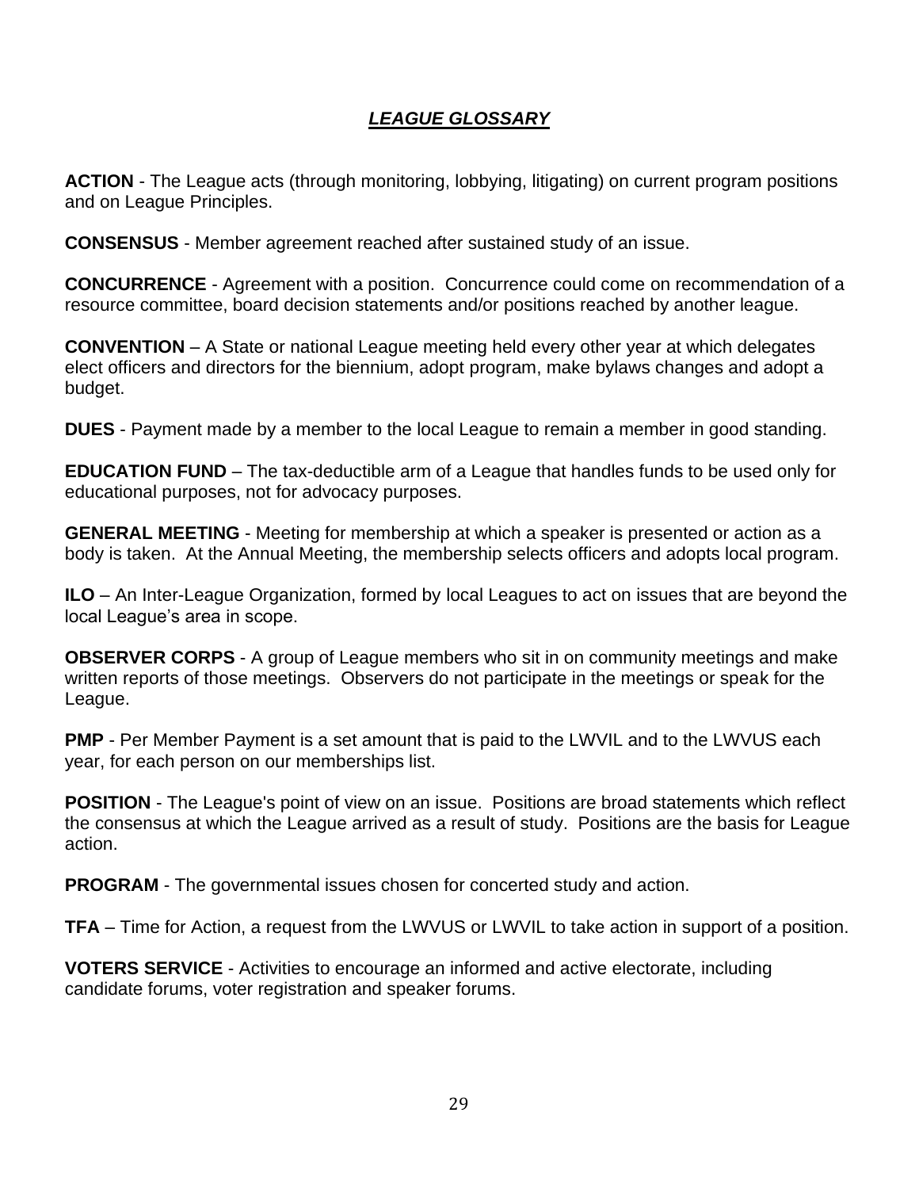## ***LEAGUE GLOSSARY***

**ACTION** - The League acts (through monitoring, lobbying, litigating) on current program positions and on League Principles.

**CONSENSUS** - Member agreement reached after sustained study of an issue.

**CONCURRENCE** - Agreement with a position. Concurrence could come on recommendation of a resource committee, board decision statements and/or positions reached by another league.

**CONVENTION** – A State or national League meeting held every other year at which delegates elect officers and directors for the biennium, adopt program, make bylaws changes and adopt a budget.

**DUES** - Payment made by a member to the local League to remain a member in good standing.

**EDUCATION FUND** – The tax-deductible arm of a League that handles funds to be used only for educational purposes, not for advocacy purposes.

**GENERAL MEETING** - Meeting for membership at which a speaker is presented or action as a body is taken. At the Annual Meeting, the membership selects officers and adopts local program.

**ILO** – An Inter-League Organization, formed by local Leagues to act on issues that are beyond the local League's area in scope.

**OBSERVER CORPS** - A group of League members who sit in on community meetings and make written reports of those meetings. Observers do not participate in the meetings or speak for the League.

**PMP** - Per Member Payment is a set amount that is paid to the LWVIL and to the LWVUS each year, for each person on our memberships list.

**POSITION** - The League's point of view on an issue. Positions are broad statements which reflect the consensus at which the League arrived as a result of study. Positions are the basis for League action.

**PROGRAM** - The governmental issues chosen for concerted study and action.

**TFA** – Time for Action, a request from the LWVUS or LWVIL to take action in support of a position.

**VOTERS SERVICE** - Activities to encourage an informed and active electorate, including candidate forums, voter registration and speaker forums.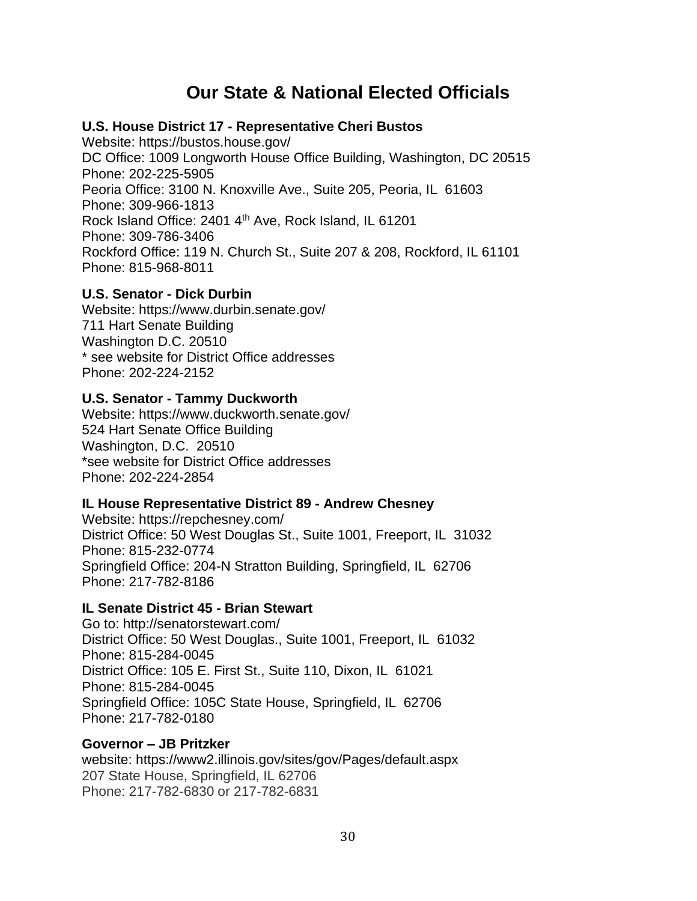# Our State & National Elected Officials

**U.S. House District 17 - Representative Cheri Bustos**
Website: https://bustos.house.gov/
DC Office: 1009 Longworth House Office Building, Washington, DC 20515
Phone: 202-225-5905
Peoria Office: 3100 N. Knoxville Ave., Suite 205, Peoria, IL 61603
Phone: 309-966-1813
Rock Island Office: 2401 4th Ave, Rock Island, IL 61201
Phone: 309-786-3406
Rockford Office: 119 N. Church St., Suite 207 & 208, Rockford, IL 61101
Phone: 815-968-8011

**U.S. Senator - Dick Durbin**
Website: https://www.durbin.senate.gov/
711 Hart Senate Building
Washington D.C. 20510
* see website for District Office addresses
Phone: 202-224-2152

**U.S. Senator - Tammy Duckworth**
Website: https://www.duckworth.senate.gov/
524 Hart Senate Office Building
Washington, D.C. 20510
*see website for District Office addresses
Phone: 202-224-2854

**IL House Representative District 89 - Andrew Chesney**
Website: https://repchesney.com/
District Office: 50 West Douglas St., Suite 1001, Freeport, IL 31032
Phone: 815-232-0774
Springfield Office: 204-N Stratton Building, Springfield, IL 62706
Phone: 217-782-8186

**IL Senate District 45 - Brian Stewart**
Go to: http://senatorstewart.com/
District Office: 50 West Douglas., Suite 1001, Freeport, IL 61032
Phone: 815-284-0045
District Office: 105 E. First St., Suite 110, Dixon, IL 61021
Phone: 815-284-0045
Springfield Office: 105C State House, Springfield, IL 62706
Phone: 217-782-0180

**Governor – JB Pritzker**
website: https://www2.illinois.gov/sites/gov/Pages/default.aspx
207 State House, Springfield, IL 62706
Phone: 217-782-6830 or 217-782-6831